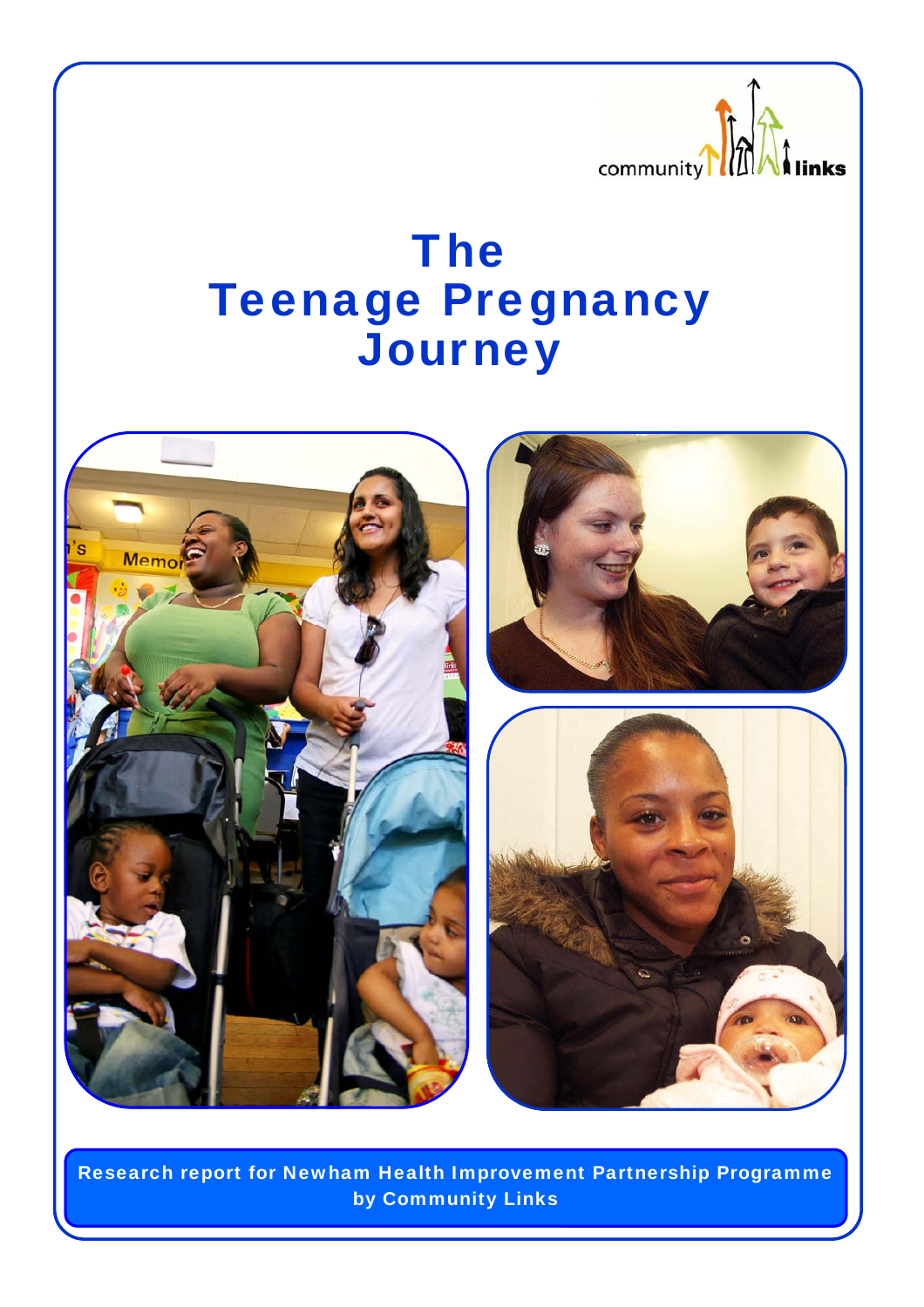community links

# The Teenage Pregnancy Journey

**Research report for Newham Health Improvement Partnership Programme by Community Links**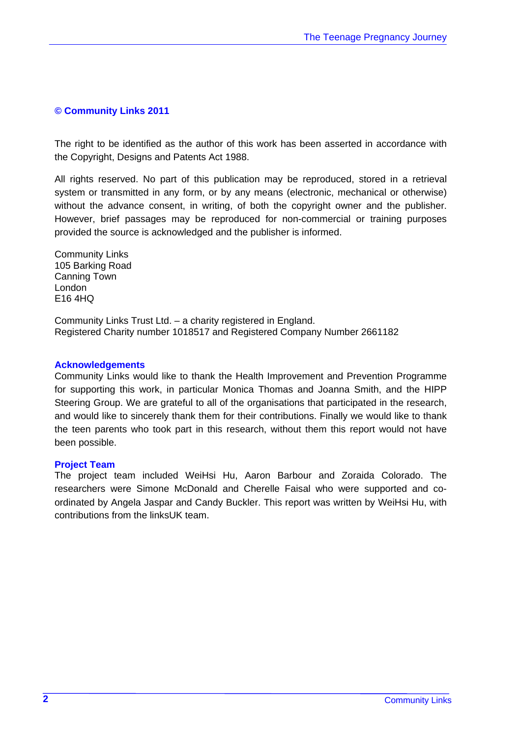**© Community Links 2011**

The right to be identified as the author of this work has been asserted in accordance with the Copyright, Designs and Patents Act 1988.

All rights reserved. No part of this publication may be reproduced, stored in a retrieval system or transmitted in any form, or by any means (electronic, mechanical or otherwise) without the advance consent, in writing, of both the copyright owner and the publisher. However, brief passages may be reproduced for non-commercial or training purposes provided the source is acknowledged and the publisher is informed.

Community Links
105 Barking Road
Canning Town
London
E16 4HQ

Community Links Trust Ltd. – a charity registered in England.
Registered Charity number 1018517 and Registered Company Number 2661182

**Acknowledgements**

Community Links would like to thank the Health Improvement and Prevention Programme for supporting this work, in particular Monica Thomas and Joanna Smith, and the HIPP Steering Group. We are grateful to all of the organisations that participated in the research, and would like to sincerely thank them for their contributions. Finally we would like to thank the teen parents who took part in this research, without them this report would not have been possible.

**Project Team**

The project team included WeiHsi Hu, Aaron Barbour and Zoraida Colorado. The researchers were Simone McDonald and Cherelle Faisal who were supported and co-ordinated by Angela Jaspar and Candy Buckler. This report was written by WeiHsi Hu, with contributions from the linksUK team.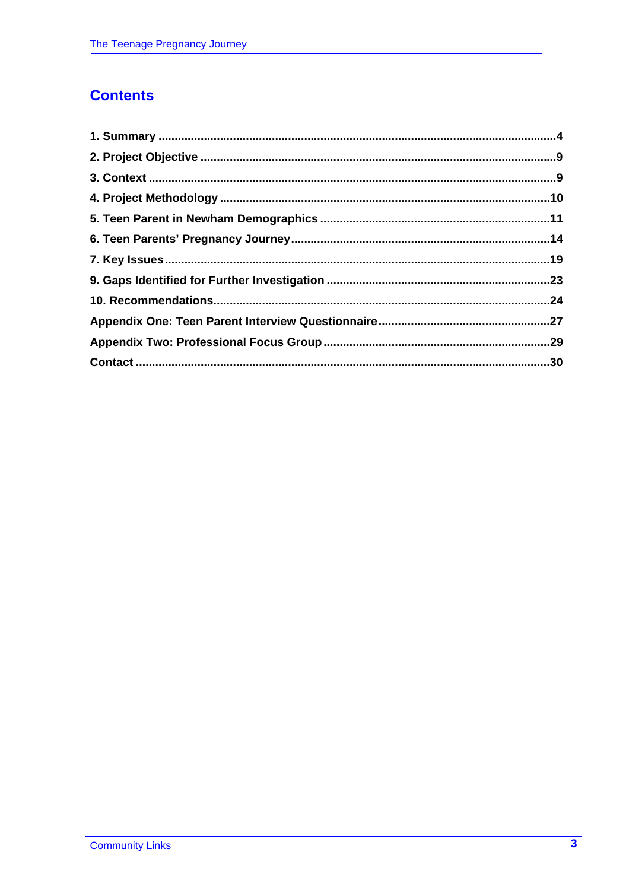## Contents

1. Summary ....................................................................................................................4
2. Project Objective ........................................................................................................9
3. Context ......................................................................................................................9
4. Project Methodology ..................................................................................................10
5. Teen Parent in Newham Demographics .....................................................................11
6. Teen Parents' Pregnancy Journey ..............................................................................14
7. Key Issues ................................................................................................................19
9. Gaps Identified for Further Investigation ...................................................................23
10. Recommendations ...................................................................................................24
Appendix One: Teen Parent Interview Questionnaire ....................................................27
Appendix Two: Professional Focus Group ....................................................................29
Contact ........................................................................................................................30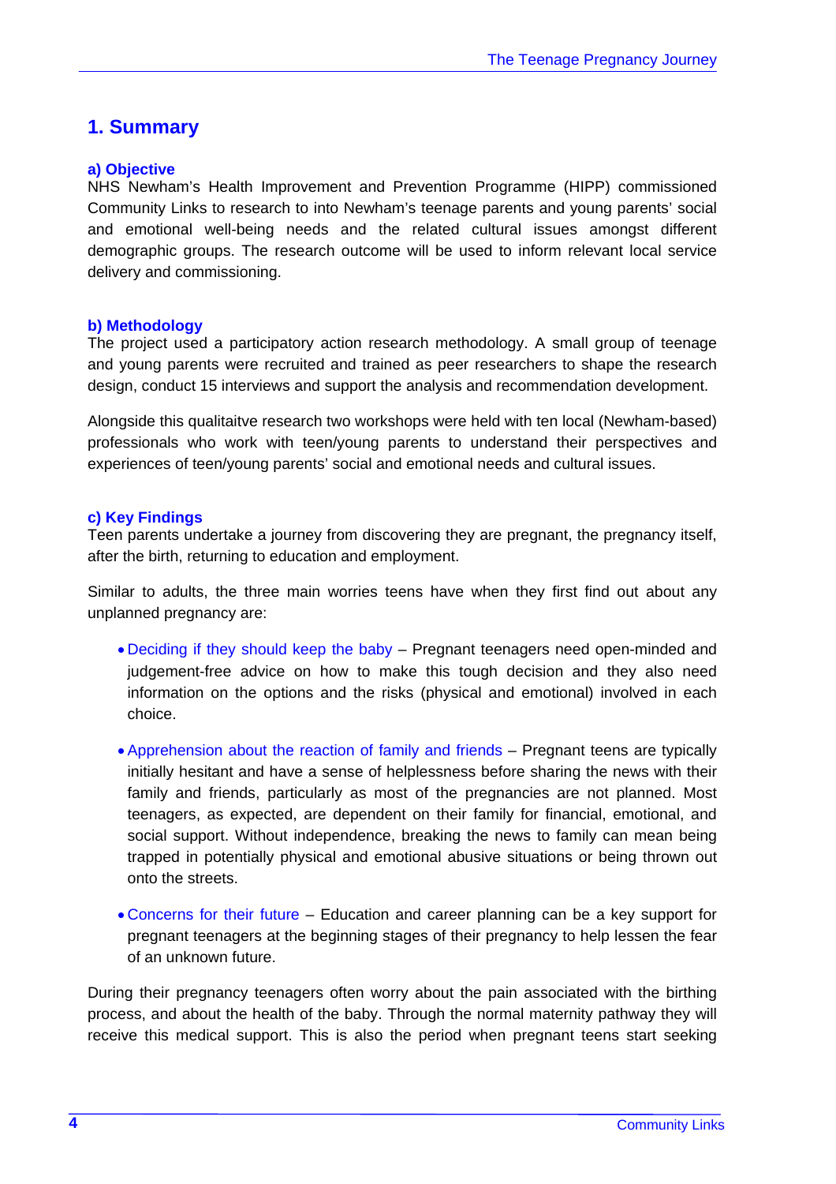## 1. Summary

### a) Objective

NHS Newham's Health Improvement and Prevention Programme (HIPP) commissioned Community Links to research to into Newham's teenage parents and young parents' social and emotional well-being needs and the related cultural issues amongst different demographic groups. The research outcome will be used to inform relevant local service delivery and commissioning.

### b) Methodology

The project used a participatory action research methodology. A small group of teenage and young parents were recruited and trained as peer researchers to shape the research design, conduct 15 interviews and support the analysis and recommendation development.

Alongside this qualitaitve research two workshops were held with ten local (Newham-based) professionals who work with teen/young parents to understand their perspectives and experiences of teen/young parents' social and emotional needs and cultural issues.

### c) Key Findings

Teen parents undertake a journey from discovering they are pregnant, the pregnancy itself, after the birth, returning to education and employment.

Similar to adults, the three main worries teens have when they first find out about any unplanned pregnancy are:

- Deciding if they should keep the baby – Pregnant teenagers need open-minded and judgement-free advice on how to make this tough decision and they also need information on the options and the risks (physical and emotional) involved in each choice.
- Apprehension about the reaction of family and friends – Pregnant teens are typically initially hesitant and have a sense of helplessness before sharing the news with their family and friends, particularly as most of the pregnancies are not planned. Most teenagers, as expected, are dependent on their family for financial, emotional, and social support. Without independence, breaking the news to family can mean being trapped in potentially physical and emotional abusive situations or being thrown out onto the streets.
- Concerns for their future – Education and career planning can be a key support for pregnant teenagers at the beginning stages of their pregnancy to help lessen the fear of an unknown future.

During their pregnancy teenagers often worry about the pain associated with the birthing process, and about the health of the baby. Through the normal maternity pathway they will receive this medical support. This is also the period when pregnant teens start seeking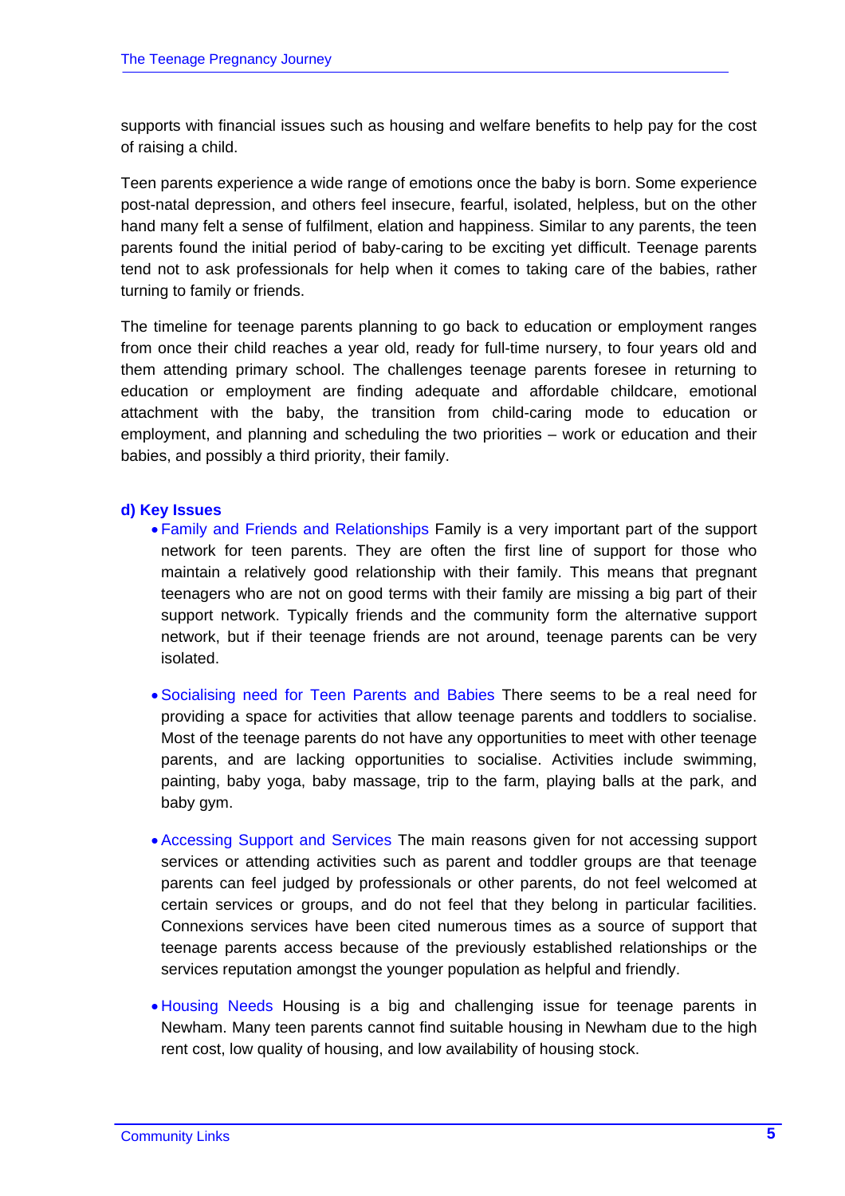supports with financial issues such as housing and welfare benefits to help pay for the cost of raising a child.

Teen parents experience a wide range of emotions once the baby is born. Some experience post-natal depression, and others feel insecure, fearful, isolated, helpless, but on the other hand many felt a sense of fulfilment, elation and happiness. Similar to any parents, the teen parents found the initial period of baby-caring to be exciting yet difficult. Teenage parents tend not to ask professionals for help when it comes to taking care of the babies, rather turning to family or friends.

The timeline for teenage parents planning to go back to education or employment ranges from once their child reaches a year old, ready for full-time nursery, to four years old and them attending primary school. The challenges teenage parents foresee in returning to education or employment are finding adequate and affordable childcare, emotional attachment with the baby, the transition from child-caring mode to education or employment, and planning and scheduling the two priorities – work or education and their babies, and possibly a third priority, their family.

### d) Key Issues

- Family and Friends and Relationships Family is a very important part of the support network for teen parents. They are often the first line of support for those who maintain a relatively good relationship with their family. This means that pregnant teenagers who are not on good terms with their family are missing a big part of their support network. Typically friends and the community form the alternative support network, but if their teenage friends are not around, teenage parents can be very isolated.

- Socialising need for Teen Parents and Babies There seems to be a real need for providing a space for activities that allow teenage parents and toddlers to socialise. Most of the teenage parents do not have any opportunities to meet with other teenage parents, and are lacking opportunities to socialise. Activities include swimming, painting, baby yoga, baby massage, trip to the farm, playing balls at the park, and baby gym.

- Accessing Support and Services The main reasons given for not accessing support services or attending activities such as parent and toddler groups are that teenage parents can feel judged by professionals or other parents, do not feel welcomed at certain services or groups, and do not feel that they belong in particular facilities. Connexions services have been cited numerous times as a source of support that teenage parents access because of the previously established relationships or the services reputation amongst the younger population as helpful and friendly.

- Housing Needs Housing is a big and challenging issue for teenage parents in Newham. Many teen parents cannot find suitable housing in Newham due to the high rent cost, low quality of housing, and low availability of housing stock.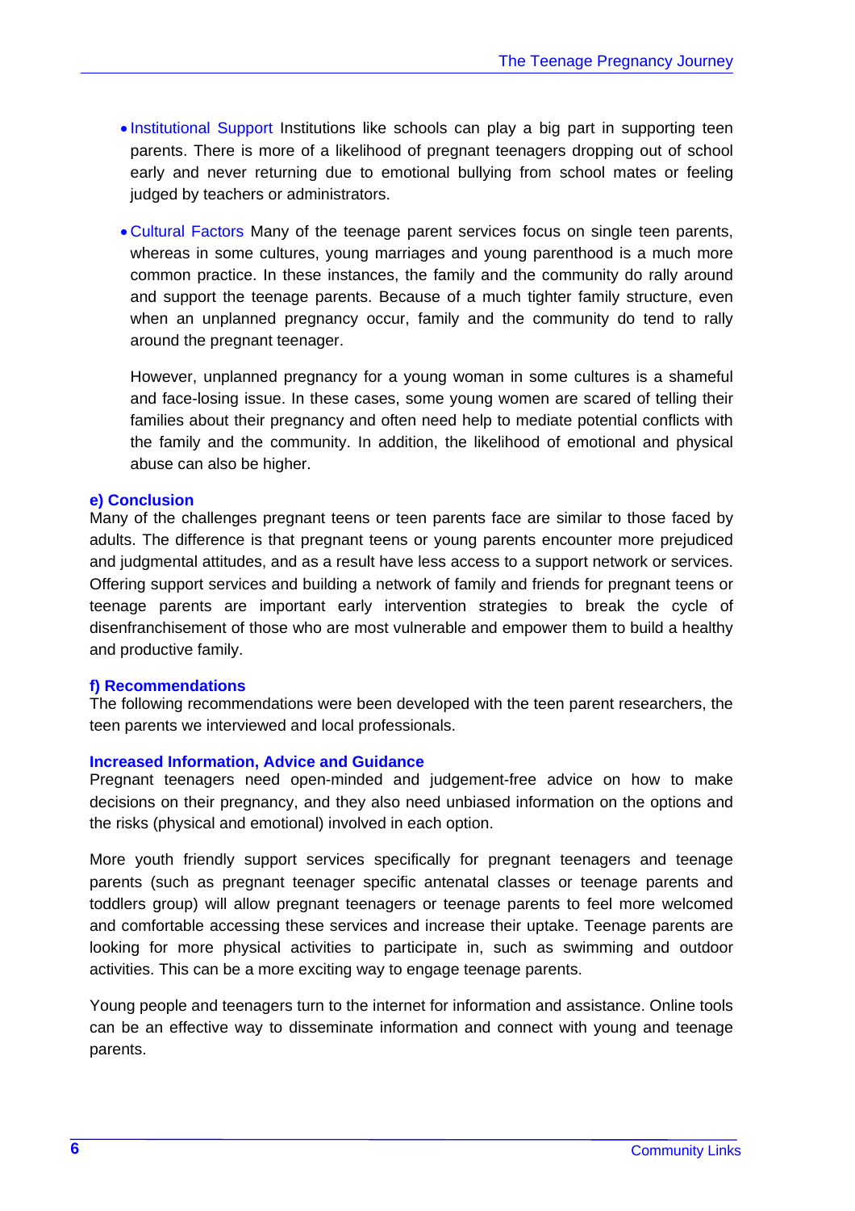- Institutional Support Institutions like schools can play a big part in supporting teen parents. There is more of a likelihood of pregnant teenagers dropping out of school early and never returning due to emotional bullying from school mates or feeling judged by teachers or administrators.

- Cultural Factors Many of the teenage parent services focus on single teen parents, whereas in some cultures, young marriages and young parenthood is a much more common practice. In these instances, the family and the community do rally around and support the teenage parents. Because of a much tighter family structure, even when an unplanned pregnancy occur, family and the community do tend to rally around the pregnant teenager.

  However, unplanned pregnancy for a young woman in some cultures is a shameful and face-losing issue. In these cases, some young women are scared of telling their families about their pregnancy and often need help to mediate potential conflicts with the family and the community. In addition, the likelihood of emotional and physical abuse can also be higher.

### e) Conclusion

Many of the challenges pregnant teens or teen parents face are similar to those faced by adults. The difference is that pregnant teens or young parents encounter more prejudiced and judgmental attitudes, and as a result have less access to a support network or services. Offering support services and building a network of family and friends for pregnant teens or teenage parents are important early intervention strategies to break the cycle of disenfranchisement of those who are most vulnerable and empower them to build a healthy and productive family.

### f) Recommendations

The following recommendations were been developed with the teen parent researchers, the teen parents we interviewed and local professionals.

#### Increased Information, Advice and Guidance

Pregnant teenagers need open-minded and judgement-free advice on how to make decisions on their pregnancy, and they also need unbiased information on the options and the risks (physical and emotional) involved in each option.

More youth friendly support services specifically for pregnant teenagers and teenage parents (such as pregnant teenager specific antenatal classes or teenage parents and toddlers group) will allow pregnant teenagers or teenage parents to feel more welcomed and comfortable accessing these services and increase their uptake. Teenage parents are looking for more physical activities to participate in, such as swimming and outdoor activities. This can be a more exciting way to engage teenage parents.

Young people and teenagers turn to the internet for information and assistance. Online tools can be an effective way to disseminate information and connect with young and teenage parents.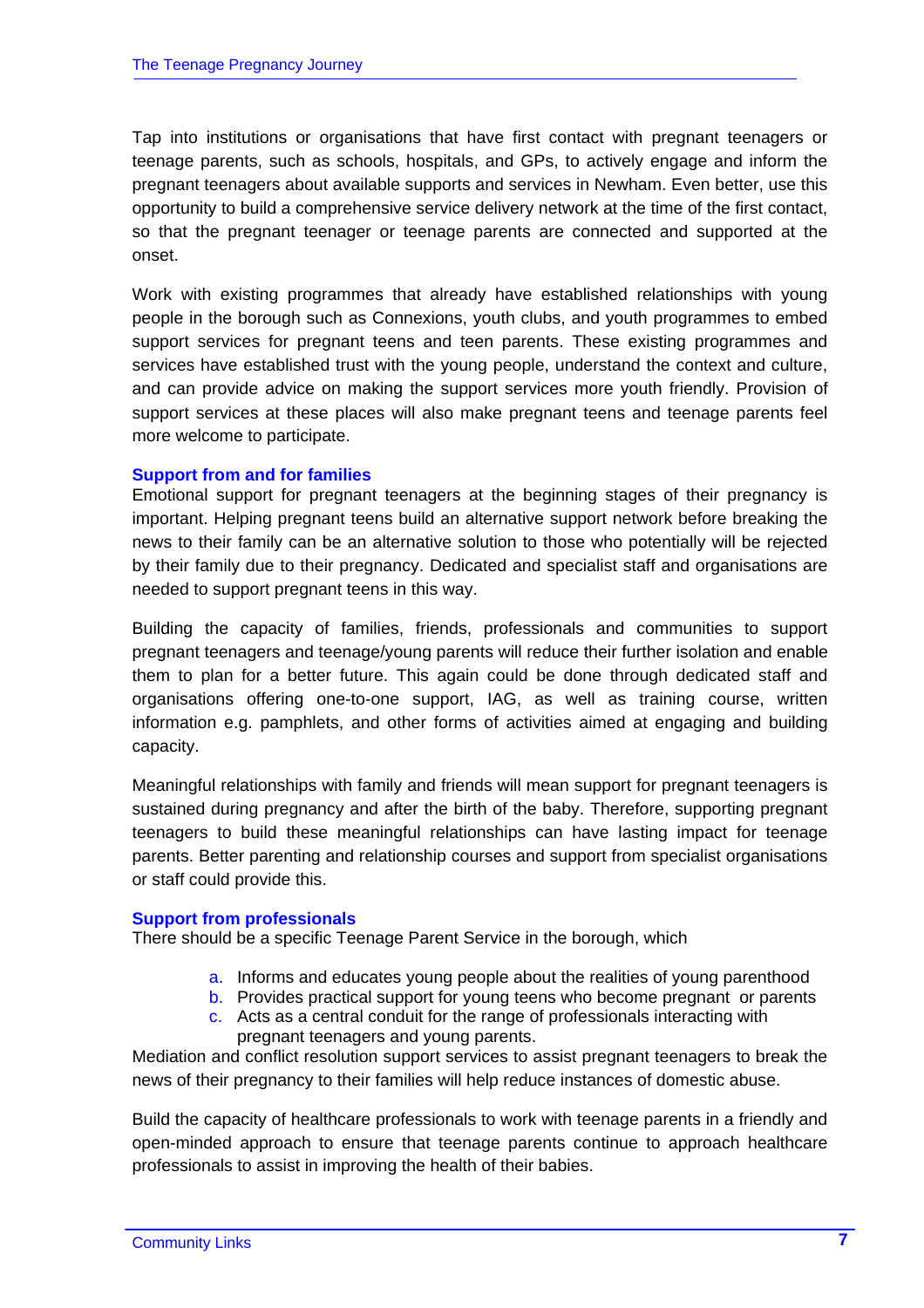Tap into institutions or organisations that have first contact with pregnant teenagers or teenage parents, such as schools, hospitals, and GPs, to actively engage and inform the pregnant teenagers about available supports and services in Newham. Even better, use this opportunity to build a comprehensive service delivery network at the time of the first contact, so that the pregnant teenager or teenage parents are connected and supported at the onset.

Work with existing programmes that already have established relationships with young people in the borough such as Connexions, youth clubs, and youth programmes to embed support services for pregnant teens and teen parents. These existing programmes and services have established trust with the young people, understand the context and culture, and can provide advice on making the support services more youth friendly. Provision of support services at these places will also make pregnant teens and teenage parents feel more welcome to participate.

### Support from and for families

Emotional support for pregnant teenagers at the beginning stages of their pregnancy is important. Helping pregnant teens build an alternative support network before breaking the news to their family can be an alternative solution to those who potentially will be rejected by their family due to their pregnancy. Dedicated and specialist staff and organisations are needed to support pregnant teens in this way.

Building the capacity of families, friends, professionals and communities to support pregnant teenagers and teenage/young parents will reduce their further isolation and enable them to plan for a better future. This again could be done through dedicated staff and organisations offering one-to-one support, IAG, as well as training course, written information e.g. pamphlets, and other forms of activities aimed at engaging and building capacity.

Meaningful relationships with family and friends will mean support for pregnant teenagers is sustained during pregnancy and after the birth of the baby. Therefore, supporting pregnant teenagers to build these meaningful relationships can have lasting impact for teenage parents. Better parenting and relationship courses and support from specialist organisations or staff could provide this.

### Support from professionals

There should be a specific Teenage Parent Service in the borough, which

a. Informs and educates young people about the realities of young parenthood
b. Provides practical support for young teens who become pregnant or parents
c. Acts as a central conduit for the range of professionals interacting with pregnant teenagers and young parents.

Mediation and conflict resolution support services to assist pregnant teenagers to break the news of their pregnancy to their families will help reduce instances of domestic abuse.

Build the capacity of healthcare professionals to work with teenage parents in a friendly and open-minded approach to ensure that teenage parents continue to approach healthcare professionals to assist in improving the health of their babies.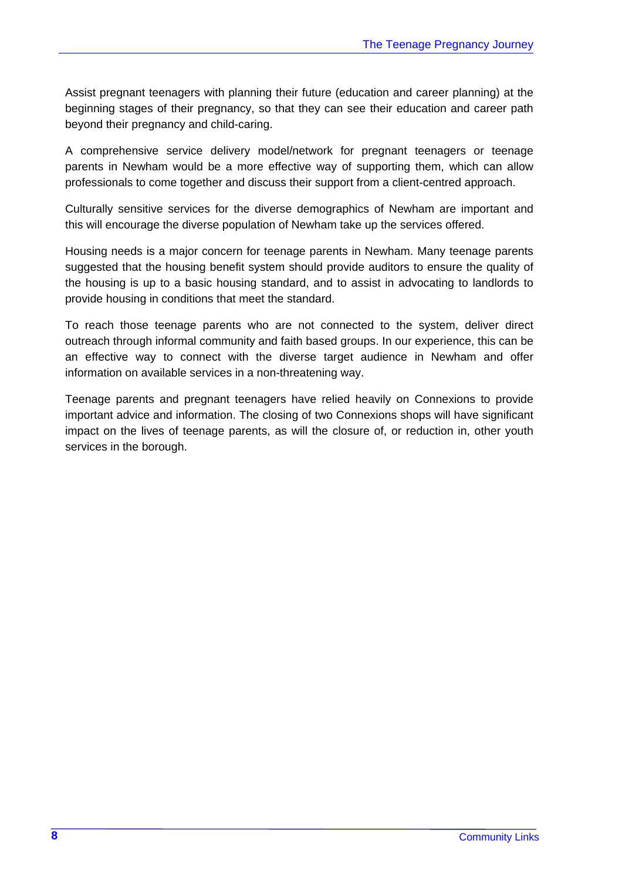Assist pregnant teenagers with planning their future (education and career planning) at the beginning stages of their pregnancy, so that they can see their education and career path beyond their pregnancy and child-caring.

A comprehensive service delivery model/network for pregnant teenagers or teenage parents in Newham would be a more effective way of supporting them, which can allow professionals to come together and discuss their support from a client-centred approach.

Culturally sensitive services for the diverse demographics of Newham are important and this will encourage the diverse population of Newham take up the services offered.

Housing needs is a major concern for teenage parents in Newham. Many teenage parents suggested that the housing benefit system should provide auditors to ensure the quality of the housing is up to a basic housing standard, and to assist in advocating to landlords to provide housing in conditions that meet the standard.

To reach those teenage parents who are not connected to the system, deliver direct outreach through informal community and faith based groups. In our experience, this can be an effective way to connect with the diverse target audience in Newham and offer information on available services in a non-threatening way.

Teenage parents and pregnant teenagers have relied heavily on Connexions to provide important advice and information. The closing of two Connexions shops will have significant impact on the lives of teenage parents, as will the closure of, or reduction in, other youth services in the borough.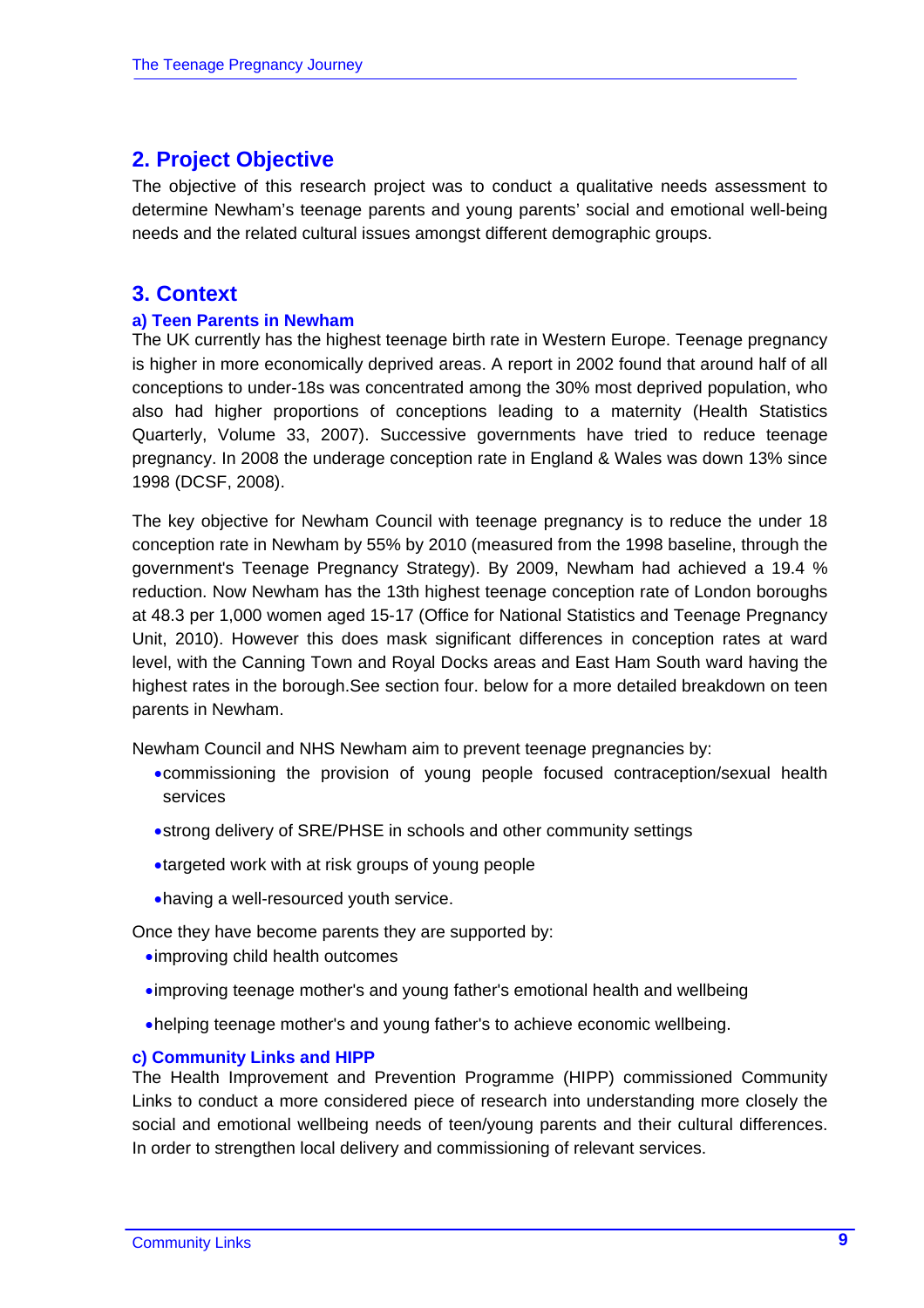## 2. Project Objective

The objective of this research project was to conduct a qualitative needs assessment to determine Newham's teenage parents and young parents' social and emotional well-being needs and the related cultural issues amongst different demographic groups.

## 3. Context

### a) Teen Parents in Newham

The UK currently has the highest teenage birth rate in Western Europe. Teenage pregnancy is higher in more economically deprived areas. A report in 2002 found that around half of all conceptions to under-18s was concentrated among the 30% most deprived population, who also had higher proportions of conceptions leading to a maternity (Health Statistics Quarterly, Volume 33, 2007). Successive governments have tried to reduce teenage pregnancy. In 2008 the underage conception rate in England & Wales was down 13% since 1998 (DCSF, 2008).

The key objective for Newham Council with teenage pregnancy is to reduce the under 18 conception rate in Newham by 55% by 2010 (measured from the 1998 baseline, through the government's Teenage Pregnancy Strategy). By 2009, Newham had achieved a 19.4 % reduction. Now Newham has the 13th highest teenage conception rate of London boroughs at 48.3 per 1,000 women aged 15-17 (Office for National Statistics and Teenage Pregnancy Unit, 2010). However this does mask significant differences in conception rates at ward level, with the Canning Town and Royal Docks areas and East Ham South ward having the highest rates in the borough.See section four. below for a more detailed breakdown on teen parents in Newham.

Newham Council and NHS Newham aim to prevent teenage pregnancies by:

- commissioning the provision of young people focused contraception/sexual health services
- strong delivery of SRE/PHSE in schools and other community settings
- targeted work with at risk groups of young people
- having a well-resourced youth service.

Once they have become parents they are supported by:

- improving child health outcomes
- improving teenage mother's and young father's emotional health and wellbeing
- helping teenage mother's and young father's to achieve economic wellbeing.

### c) Community Links and HIPP

The Health Improvement and Prevention Programme (HIPP) commissioned Community Links to conduct a more considered piece of research into understanding more closely the social and emotional wellbeing needs of teen/young parents and their cultural differences. In order to strengthen local delivery and commissioning of relevant services.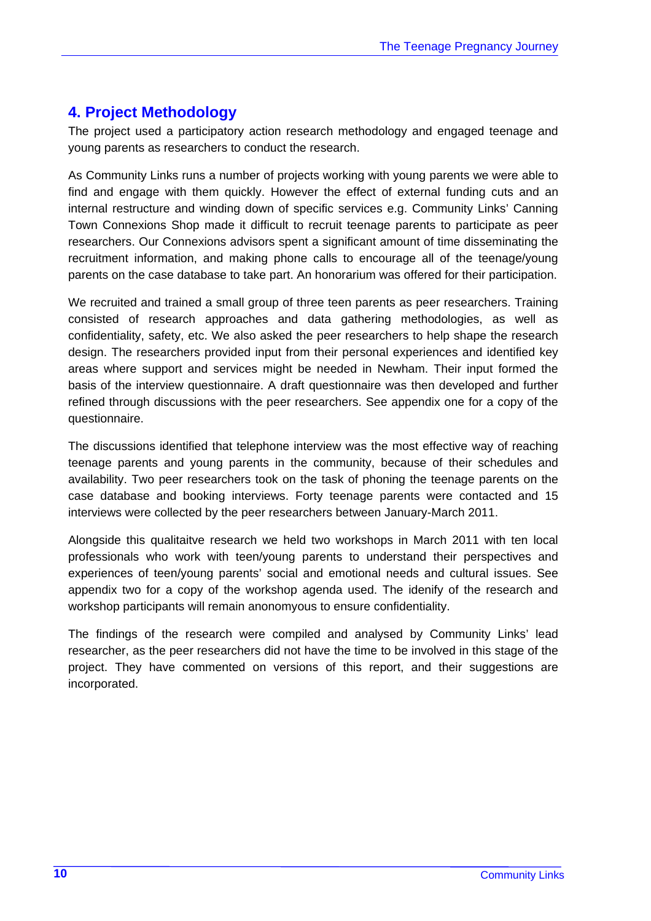## 4. Project Methodology

The project used a participatory action research methodology and engaged teenage and young parents as researchers to conduct the research.

As Community Links runs a number of projects working with young parents we were able to find and engage with them quickly. However the effect of external funding cuts and an internal restructure and winding down of specific services e.g. Community Links' Canning Town Connexions Shop made it difficult to recruit teenage parents to participate as peer researchers. Our Connexions advisors spent a significant amount of time disseminating the recruitment information, and making phone calls to encourage all of the teenage/young parents on the case database to take part. An honorarium was offered for their participation.

We recruited and trained a small group of three teen parents as peer researchers. Training consisted of research approaches and data gathering methodologies, as well as confidentiality, safety, etc. We also asked the peer researchers to help shape the research design. The researchers provided input from their personal experiences and identified key areas where support and services might be needed in Newham. Their input formed the basis of the interview questionnaire. A draft questionnaire was then developed and further refined through discussions with the peer researchers. See appendix one for a copy of the questionnaire.

The discussions identified that telephone interview was the most effective way of reaching teenage parents and young parents in the community, because of their schedules and availability. Two peer researchers took on the task of phoning the teenage parents on the case database and booking interviews. Forty teenage parents were contacted and 15 interviews were collected by the peer researchers between January-March 2011.

Alongside this qualitaitve research we held two workshops in March 2011 with ten local professionals who work with teen/young parents to understand their perspectives and experiences of teen/young parents' social and emotional needs and cultural issues. See appendix two for a copy of the workshop agenda used. The idenify of the research and workshop participants will remain anonomyous to ensure confidentiality.

The findings of the research were compiled and analysed by Community Links' lead researcher, as the peer researchers did not have the time to be involved in this stage of the project. They have commented on versions of this report, and their suggestions are incorporated.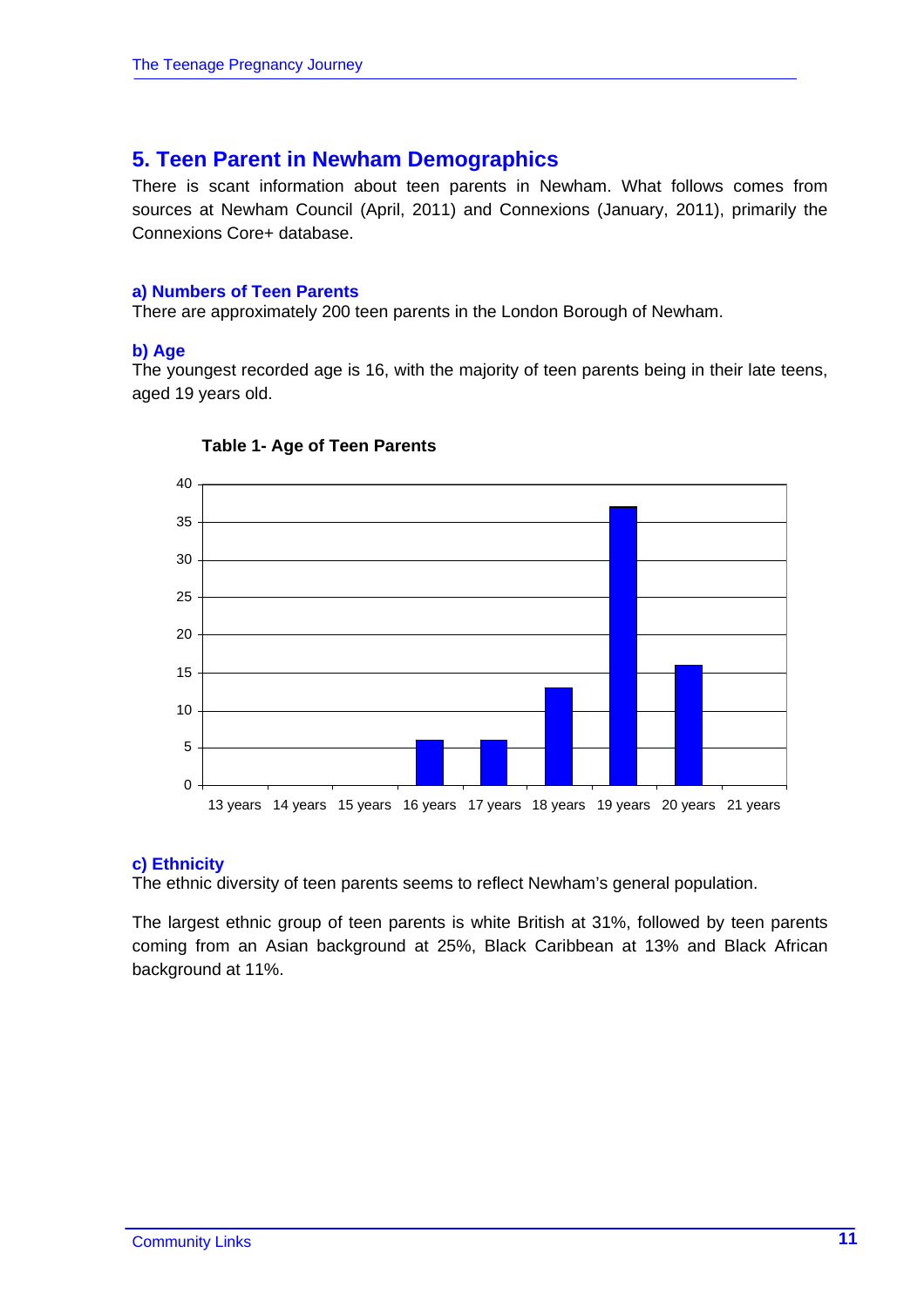## 5. Teen Parent in Newham Demographics

There is scant information about teen parents in Newham. What follows comes from sources at Newham Council (April, 2011) and Connexions (January, 2011), primarily the Connexions Core+ database.

### a) Numbers of Teen Parents

There are approximately 200 teen parents in the London Borough of Newham.

### b) Age

The youngest recorded age is 16, with the majority of teen parents being in their late teens, aged 19 years old.

**Table 1- Age of Teen Parents**

| Age | 13 years | 14 years | 15 years | 16 years | 17 years | 18 years | 19 years | 20 years | 21 years |
|---|---|---|---|---|---|---|---|---|---|
| Number | 0 | 0 | 0 | 6 | 6 | 13 | 37 | 16 | 0 |

### c) Ethnicity

The ethnic diversity of teen parents seems to reflect Newham's general population.

The largest ethnic group of teen parents is white British at 31%, followed by teen parents coming from an Asian background at 25%, Black Caribbean at 13% and Black African background at 11%.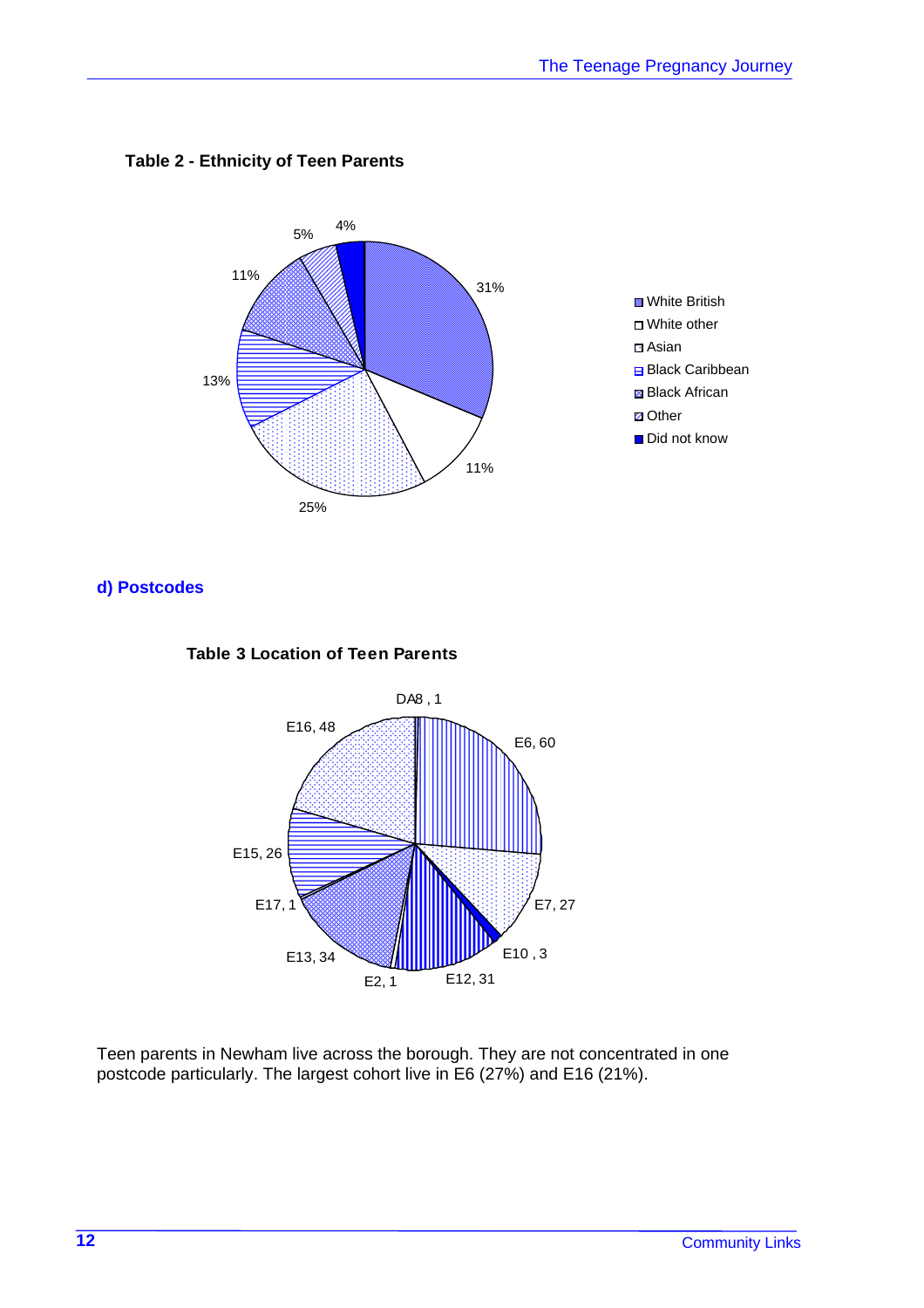**Table 2 - Ethnicity of Teen Parents**

| Ethnicity | % |
|---|---|
| White British | 31% |
| White other | 11% |
| Asian | 25% |
| Black Caribbean | 13% |
| Black African | 11% |
| Other | 5% |
| Did not know | 4% |

## d) Postcodes

**Table 3 Location of Teen Parents**

| Postcode | Number |
|---|---|
| DA8 | 1 |
| E6 | 60 |
| E7 | 27 |
| E10 | 3 |
| E12 | 31 |
| E2 | 1 |
| E13 | 34 |
| E17 | 1 |
| E15 | 26 |
| E16 | 48 |

Teen parents in Newham live across the borough. They are not concentrated in one postcode particularly. The largest cohort live in E6 (27%) and E16 (21%).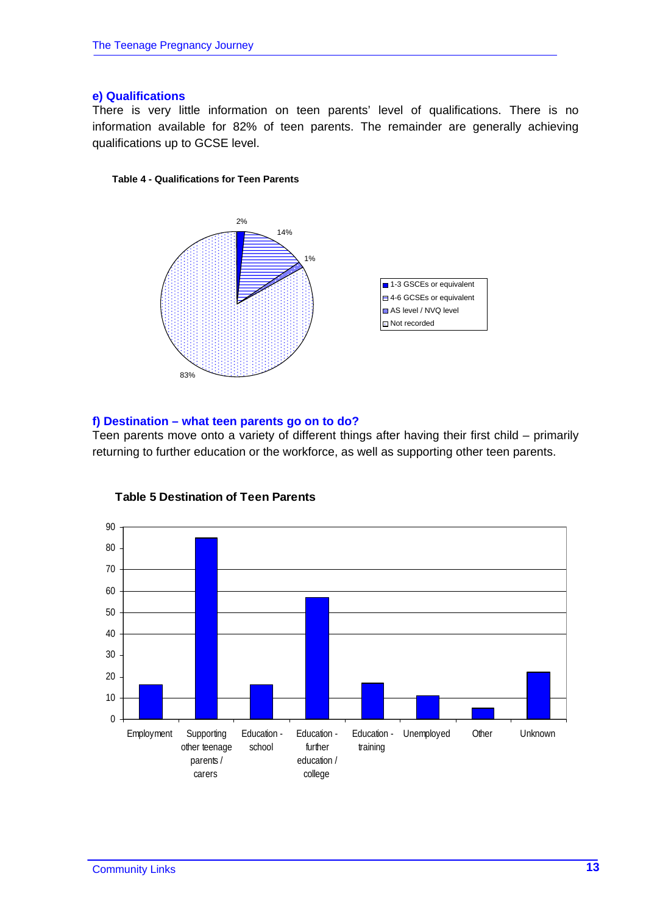### e) Qualifications

There is very little information on teen parents' level of qualifications. There is no information available for 82% of teen parents. The remainder are generally achieving qualifications up to GCSE level.

**Table 4 - Qualifications for Teen Parents**

| Qualification | Percentage |
|---|---|
| 1-3 GSCEs or equivalent | 2% |
| 4-6 GCSEs or equivalent | 14% |
| AS level / NVQ level | 1% |
| Not recorded | 83% |

### f) Destination – what teen parents go on to do?

Teen parents move onto a variety of different things after having their first child – primarily returning to further education or the workforce, as well as supporting other teen parents.

**Table 5 Destination of Teen Parents**

| Destination | Number (approx.) |
|---|---|
| Employment | 16 |
| Supporting other teenage parents / carers | 85 |
| Education - school | 16 |
| Education - further education / college | 57 |
| Education - training | 17 |
| Unemployed | 11 |
| Other | 5 |
| Unknown | 22 |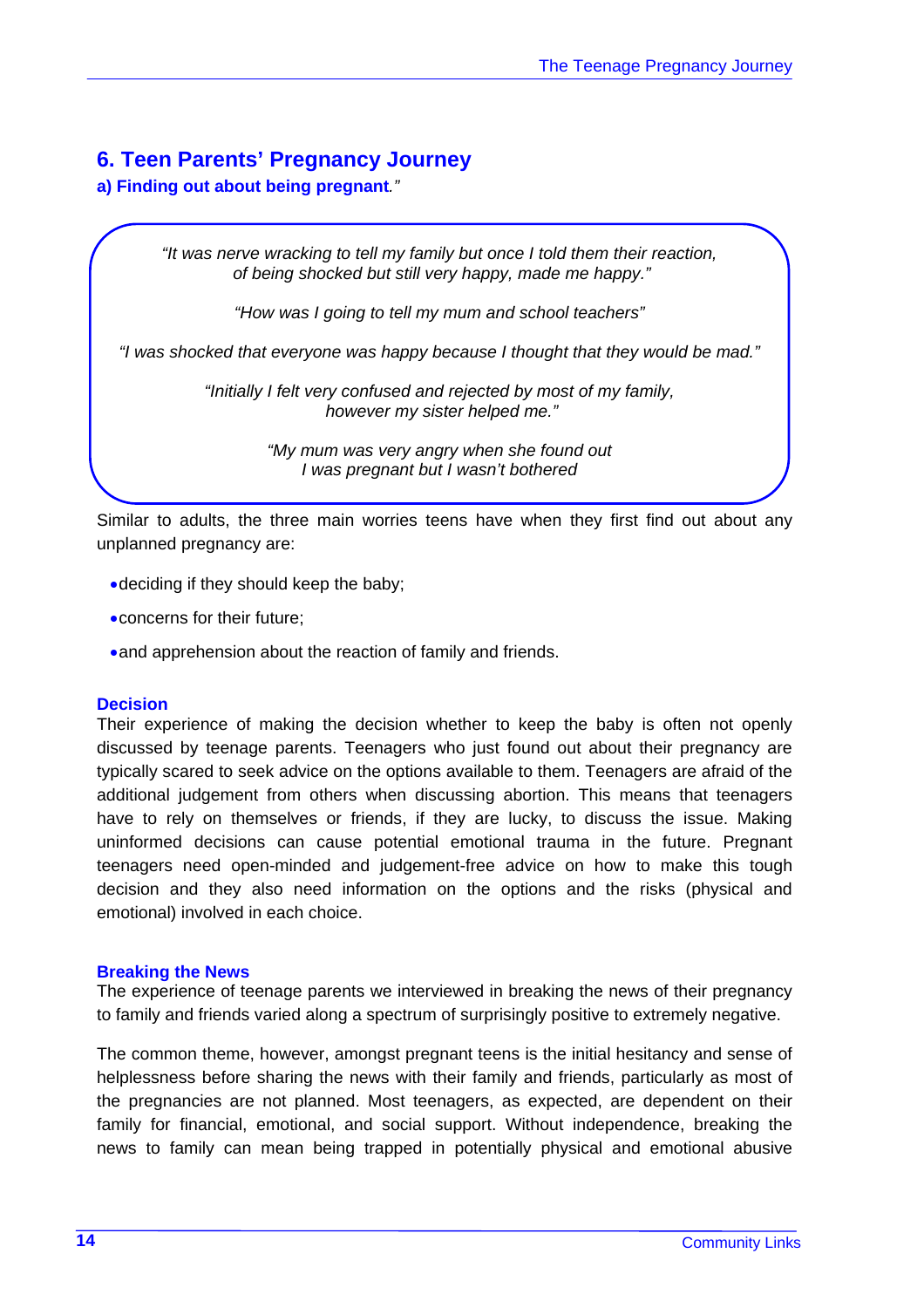## 6. Teen Parents' Pregnancy Journey

### a) Finding out about being pregnant."

*"It was nerve wracking to tell my family but once I told them their reaction, of being shocked but still very happy, made me happy."*

*"How was I going to tell my mum and school teachers"*

*"I was shocked that everyone was happy because I thought that they would be mad."*

*"Initially I felt very confused and rejected by most of my family, however my sister helped me."*

*"My mum was very angry when she found out I was pregnant but I wasn't bothered*

Similar to adults, the three main worries teens have when they first find out about any unplanned pregnancy are:

- deciding if they should keep the baby;
- concerns for their future;
- and apprehension about the reaction of family and friends.

#### Decision

Their experience of making the decision whether to keep the baby is often not openly discussed by teenage parents. Teenagers who just found out about their pregnancy are typically scared to seek advice on the options available to them. Teenagers are afraid of the additional judgement from others when discussing abortion. This means that teenagers have to rely on themselves or friends, if they are lucky, to discuss the issue. Making uninformed decisions can cause potential emotional trauma in the future. Pregnant teenagers need open-minded and judgement-free advice on how to make this tough decision and they also need information on the options and the risks (physical and emotional) involved in each choice.

#### Breaking the News

The experience of teenage parents we interviewed in breaking the news of their pregnancy to family and friends varied along a spectrum of surprisingly positive to extremely negative.

The common theme, however, amongst pregnant teens is the initial hesitancy and sense of helplessness before sharing the news with their family and friends, particularly as most of the pregnancies are not planned. Most teenagers, as expected, are dependent on their family for financial, emotional, and social support. Without independence, breaking the news to family can mean being trapped in potentially physical and emotional abusive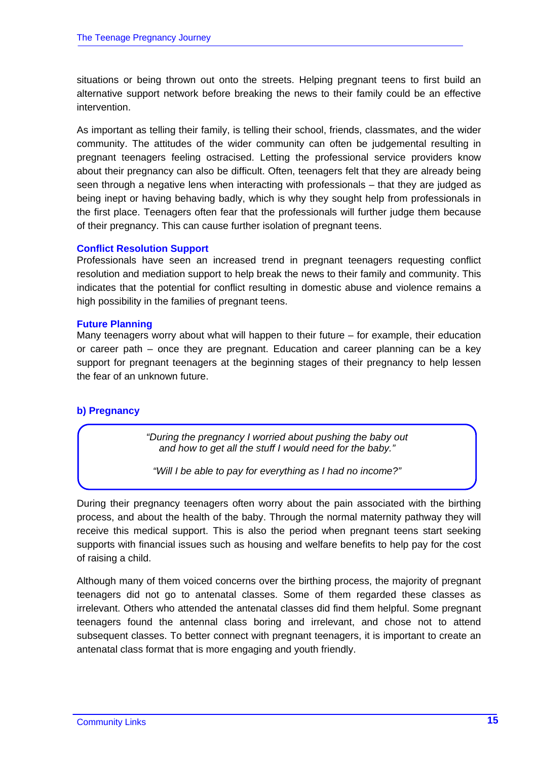situations or being thrown out onto the streets. Helping pregnant teens to first build an alternative support network before breaking the news to their family could be an effective intervention.

As important as telling their family, is telling their school, friends, classmates, and the wider community. The attitudes of the wider community can often be judgemental resulting in pregnant teenagers feeling ostracised. Letting the professional service providers know about their pregnancy can also be difficult. Often, teenagers felt that they are already being seen through a negative lens when interacting with professionals – that they are judged as being inept or having behaving badly, which is why they sought help from professionals in the first place. Teenagers often fear that the professionals will further judge them because of their pregnancy. This can cause further isolation of pregnant teens.

### Conflict Resolution Support

Professionals have seen an increased trend in pregnant teenagers requesting conflict resolution and mediation support to help break the news to their family and community. This indicates that the potential for conflict resulting in domestic abuse and violence remains a high possibility in the families of pregnant teens.

### Future Planning

Many teenagers worry about what will happen to their future – for example, their education or career path – once they are pregnant. Education and career planning can be a key support for pregnant teenagers at the beginning stages of their pregnancy to help lessen the fear of an unknown future.

## b) Pregnancy

> *"During the pregnancy I worried about pushing the baby out and how to get all the stuff I would need for the baby."*
>
> *"Will I be able to pay for everything as I had no income?"*

During their pregnancy teenagers often worry about the pain associated with the birthing process, and about the health of the baby. Through the normal maternity pathway they will receive this medical support. This is also the period when pregnant teens start seeking supports with financial issues such as housing and welfare benefits to help pay for the cost of raising a child.

Although many of them voiced concerns over the birthing process, the majority of pregnant teenagers did not go to antenatal classes. Some of them regarded these classes as irrelevant. Others who attended the antenatal classes did find them helpful. Some pregnant teenagers found the antennal class boring and irrelevant, and chose not to attend subsequent classes. To better connect with pregnant teenagers, it is important to create an antenatal class format that is more engaging and youth friendly.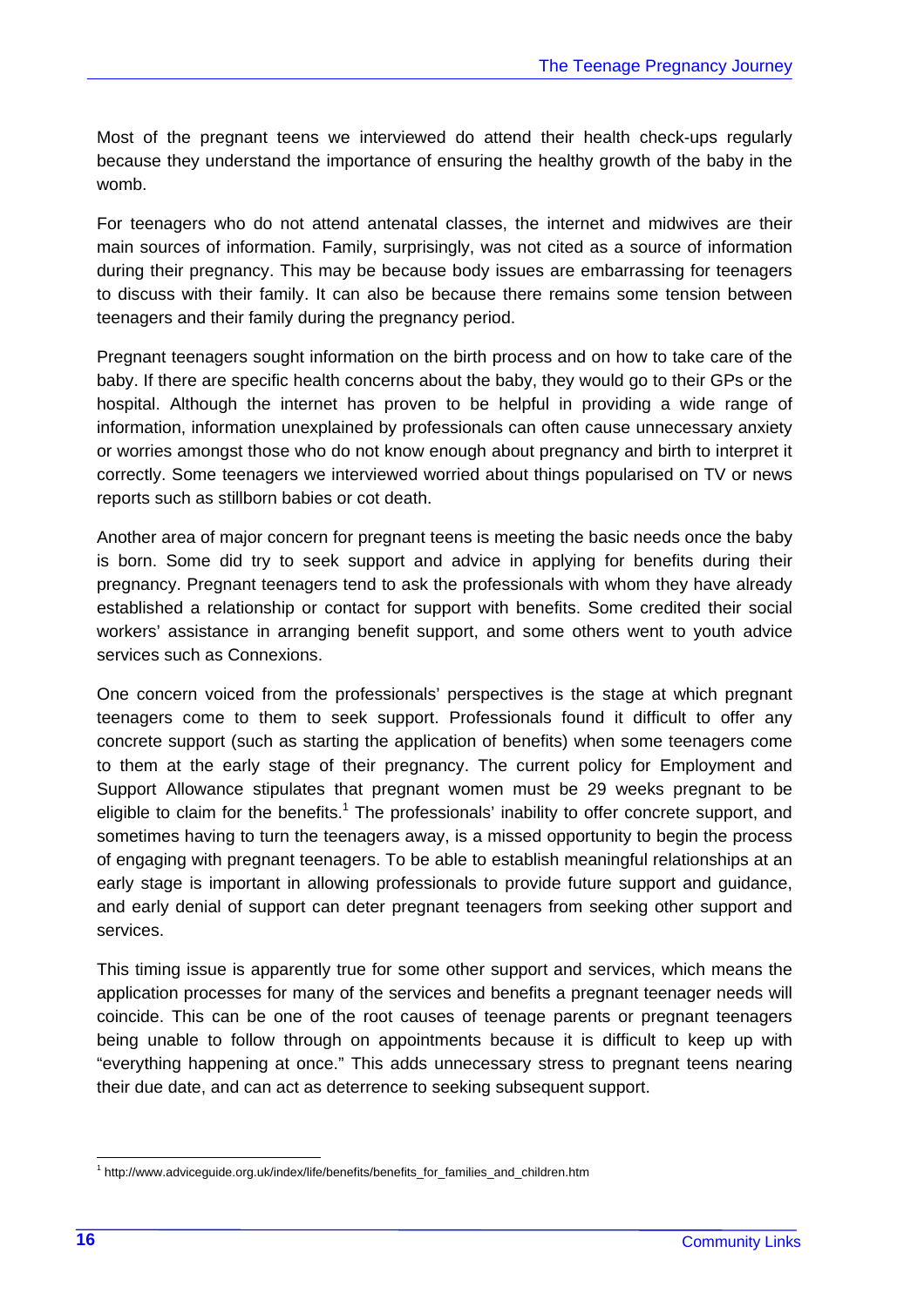Most of the pregnant teens we interviewed do attend their health check-ups regularly because they understand the importance of ensuring the healthy growth of the baby in the womb.

For teenagers who do not attend antenatal classes, the internet and midwives are their main sources of information. Family, surprisingly, was not cited as a source of information during their pregnancy. This may be because body issues are embarrassing for teenagers to discuss with their family. It can also be because there remains some tension between teenagers and their family during the pregnancy period.

Pregnant teenagers sought information on the birth process and on how to take care of the baby. If there are specific health concerns about the baby, they would go to their GPs or the hospital. Although the internet has proven to be helpful in providing a wide range of information, information unexplained by professionals can often cause unnecessary anxiety or worries amongst those who do not know enough about pregnancy and birth to interpret it correctly. Some teenagers we interviewed worried about things popularised on TV or news reports such as stillborn babies or cot death.

Another area of major concern for pregnant teens is meeting the basic needs once the baby is born. Some did try to seek support and advice in applying for benefits during their pregnancy. Pregnant teenagers tend to ask the professionals with whom they have already established a relationship or contact for support with benefits. Some credited their social workers' assistance in arranging benefit support, and some others went to youth advice services such as Connexions.

One concern voiced from the professionals' perspectives is the stage at which pregnant teenagers come to them to seek support. Professionals found it difficult to offer any concrete support (such as starting the application of benefits) when some teenagers come to them at the early stage of their pregnancy. The current policy for Employment and Support Allowance stipulates that pregnant women must be 29 weeks pregnant to be eligible to claim for the benefits.[1] The professionals' inability to offer concrete support, and sometimes having to turn the teenagers away, is a missed opportunity to begin the process of engaging with pregnant teenagers. To be able to establish meaningful relationships at an early stage is important in allowing professionals to provide future support and guidance, and early denial of support can deter pregnant teenagers from seeking other support and services.

This timing issue is apparently true for some other support and services, which means the application processes for many of the services and benefits a pregnant teenager needs will coincide. This can be one of the root causes of teenage parents or pregnant teenagers being unable to follow through on appointments because it is difficult to keep up with "everything happening at once." This adds unnecessary stress to pregnant teens nearing their due date, and can act as deterrence to seeking subsequent support.

[1] http://www.adviceguide.org.uk/index/life/benefits/benefits_for_families_and_children.htm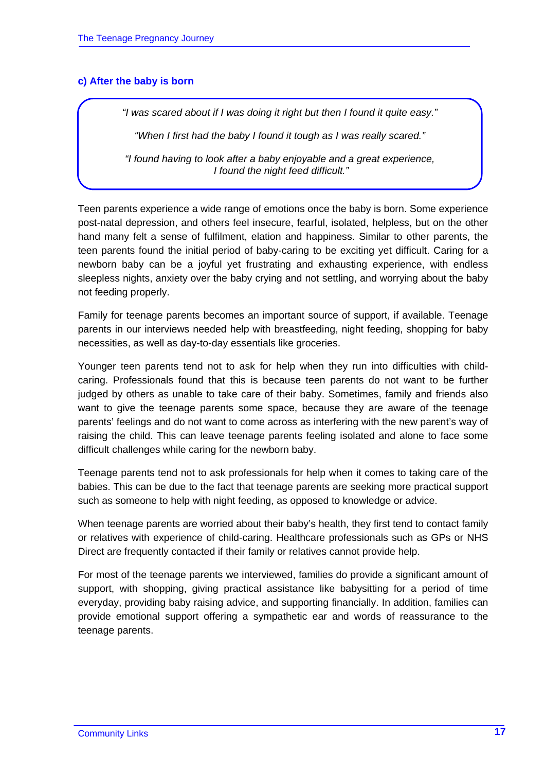### c) After the baby is born

> *"I was scared about if I was doing it right but then I found it quite easy."*
>
> *"When I first had the baby I found it tough as I was really scared."*
>
> *"I found having to look after a baby enjoyable and a great experience, I found the night feed difficult."*

Teen parents experience a wide range of emotions once the baby is born. Some experience post-natal depression, and others feel insecure, fearful, isolated, helpless, but on the other hand many felt a sense of fulfilment, elation and happiness. Similar to other parents, the teen parents found the initial period of baby-caring to be exciting yet difficult. Caring for a newborn baby can be a joyful yet frustrating and exhausting experience, with endless sleepless nights, anxiety over the baby crying and not settling, and worrying about the baby not feeding properly.

Family for teenage parents becomes an important source of support, if available. Teenage parents in our interviews needed help with breastfeeding, night feeding, shopping for baby necessities, as well as day-to-day essentials like groceries.

Younger teen parents tend not to ask for help when they run into difficulties with child-caring. Professionals found that this is because teen parents do not want to be further judged by others as unable to take care of their baby. Sometimes, family and friends also want to give the teenage parents some space, because they are aware of the teenage parents' feelings and do not want to come across as interfering with the new parent's way of raising the child. This can leave teenage parents feeling isolated and alone to face some difficult challenges while caring for the newborn baby.

Teenage parents tend not to ask professionals for help when it comes to taking care of the babies. This can be due to the fact that teenage parents are seeking more practical support such as someone to help with night feeding, as opposed to knowledge or advice.

When teenage parents are worried about their baby's health, they first tend to contact family or relatives with experience of child-caring. Healthcare professionals such as GPs or NHS Direct are frequently contacted if their family or relatives cannot provide help.

For most of the teenage parents we interviewed, families do provide a significant amount of support, with shopping, giving practical assistance like babysitting for a period of time everyday, providing baby raising advice, and supporting financially. In addition, families can provide emotional support offering a sympathetic ear and words of reassurance to the teenage parents.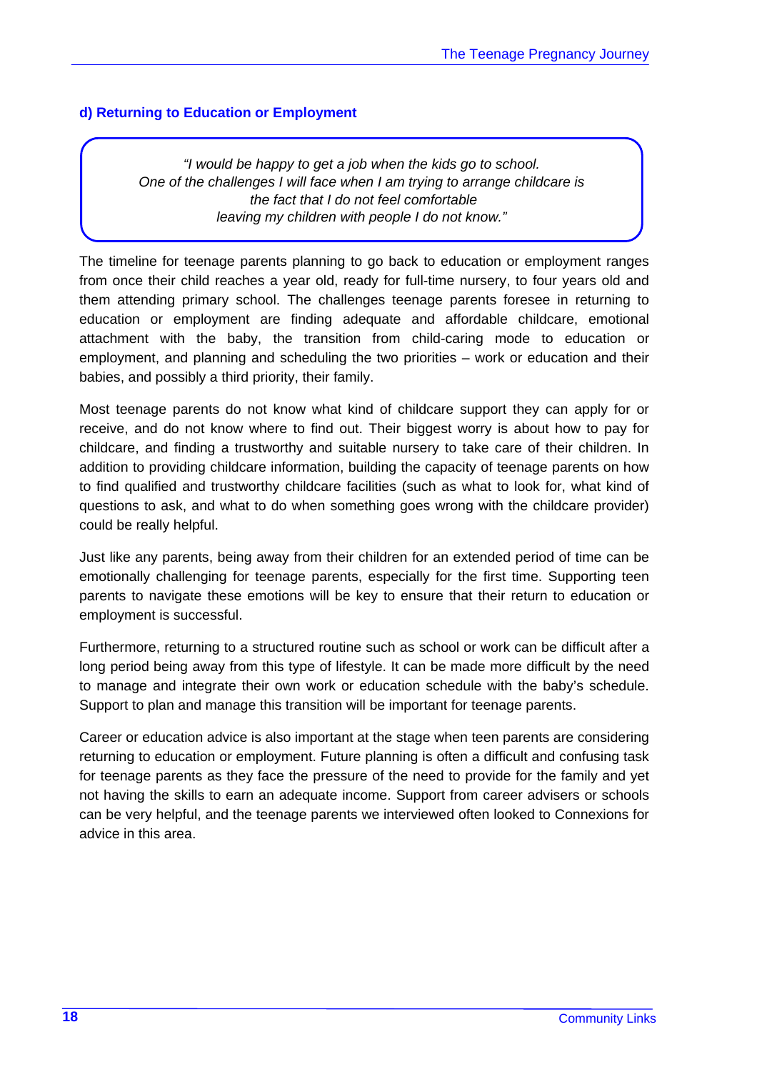### d) Returning to Education or Employment

> *"I would be happy to get a job when the kids go to school.*
> *One of the challenges I will face when I am trying to arrange childcare is*
> *the fact that I do not feel comfortable*
> *leaving my children with people I do not know."*

The timeline for teenage parents planning to go back to education or employment ranges from once their child reaches a year old, ready for full-time nursery, to four years old and them attending primary school. The challenges teenage parents foresee in returning to education or employment are finding adequate and affordable childcare, emotional attachment with the baby, the transition from child-caring mode to education or employment, and planning and scheduling the two priorities – work or education and their babies, and possibly a third priority, their family.

Most teenage parents do not know what kind of childcare support they can apply for or receive, and do not know where to find out. Their biggest worry is about how to pay for childcare, and finding a trustworthy and suitable nursery to take care of their children. In addition to providing childcare information, building the capacity of teenage parents on how to find qualified and trustworthy childcare facilities (such as what to look for, what kind of questions to ask, and what to do when something goes wrong with the childcare provider) could be really helpful.

Just like any parents, being away from their children for an extended period of time can be emotionally challenging for teenage parents, especially for the first time. Supporting teen parents to navigate these emotions will be key to ensure that their return to education or employment is successful.

Furthermore, returning to a structured routine such as school or work can be difficult after a long period being away from this type of lifestyle. It can be made more difficult by the need to manage and integrate their own work or education schedule with the baby's schedule. Support to plan and manage this transition will be important for teenage parents.

Career or education advice is also important at the stage when teen parents are considering returning to education or employment. Future planning is often a difficult and confusing task for teenage parents as they face the pressure of the need to provide for the family and yet not having the skills to earn an adequate income. Support from career advisers or schools can be very helpful, and the teenage parents we interviewed often looked to Connexions for advice in this area.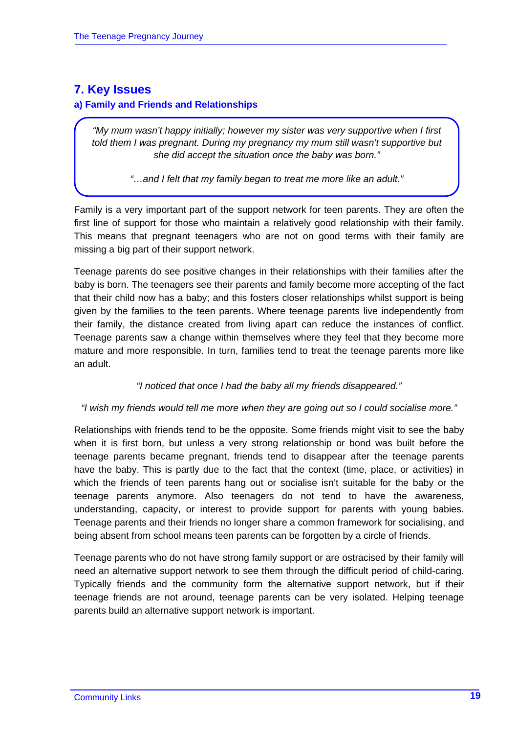## 7. Key Issues

### a) Family and Friends and Relationships

> *"My mum wasn't happy initially; however my sister was very supportive when I first told them I was pregnant. During my pregnancy my mum still wasn't supportive but she did accept the situation once the baby was born."*
>
> *"…and I felt that my family began to treat me more like an adult."*

Family is a very important part of the support network for teen parents. They are often the first line of support for those who maintain a relatively good relationship with their family. This means that pregnant teenagers who are not on good terms with their family are missing a big part of their support network.

Teenage parents do see positive changes in their relationships with their families after the baby is born. The teenagers see their parents and family become more accepting of the fact that their child now has a baby; and this fosters closer relationships whilst support is being given by the families to the teen parents. Where teenage parents live independently from their family, the distance created from living apart can reduce the instances of conflict. Teenage parents saw a change within themselves where they feel that they become more mature and more responsible. In turn, families tend to treat the teenage parents more like an adult.

*"I noticed that once I had the baby all my friends disappeared."*

*"I wish my friends would tell me more when they are going out so I could socialise more."*

Relationships with friends tend to be the opposite. Some friends might visit to see the baby when it is first born, but unless a very strong relationship or bond was built before the teenage parents became pregnant, friends tend to disappear after the teenage parents have the baby. This is partly due to the fact that the context (time, place, or activities) in which the friends of teen parents hang out or socialise isn't suitable for the baby or the teenage parents anymore. Also teenagers do not tend to have the awareness, understanding, capacity, or interest to provide support for parents with young babies. Teenage parents and their friends no longer share a common framework for socialising, and being absent from school means teen parents can be forgotten by a circle of friends.

Teenage parents who do not have strong family support or are ostracised by their family will need an alternative support network to see them through the difficult period of child-caring. Typically friends and the community form the alternative support network, but if their teenage friends are not around, teenage parents can be very isolated. Helping teenage parents build an alternative support network is important.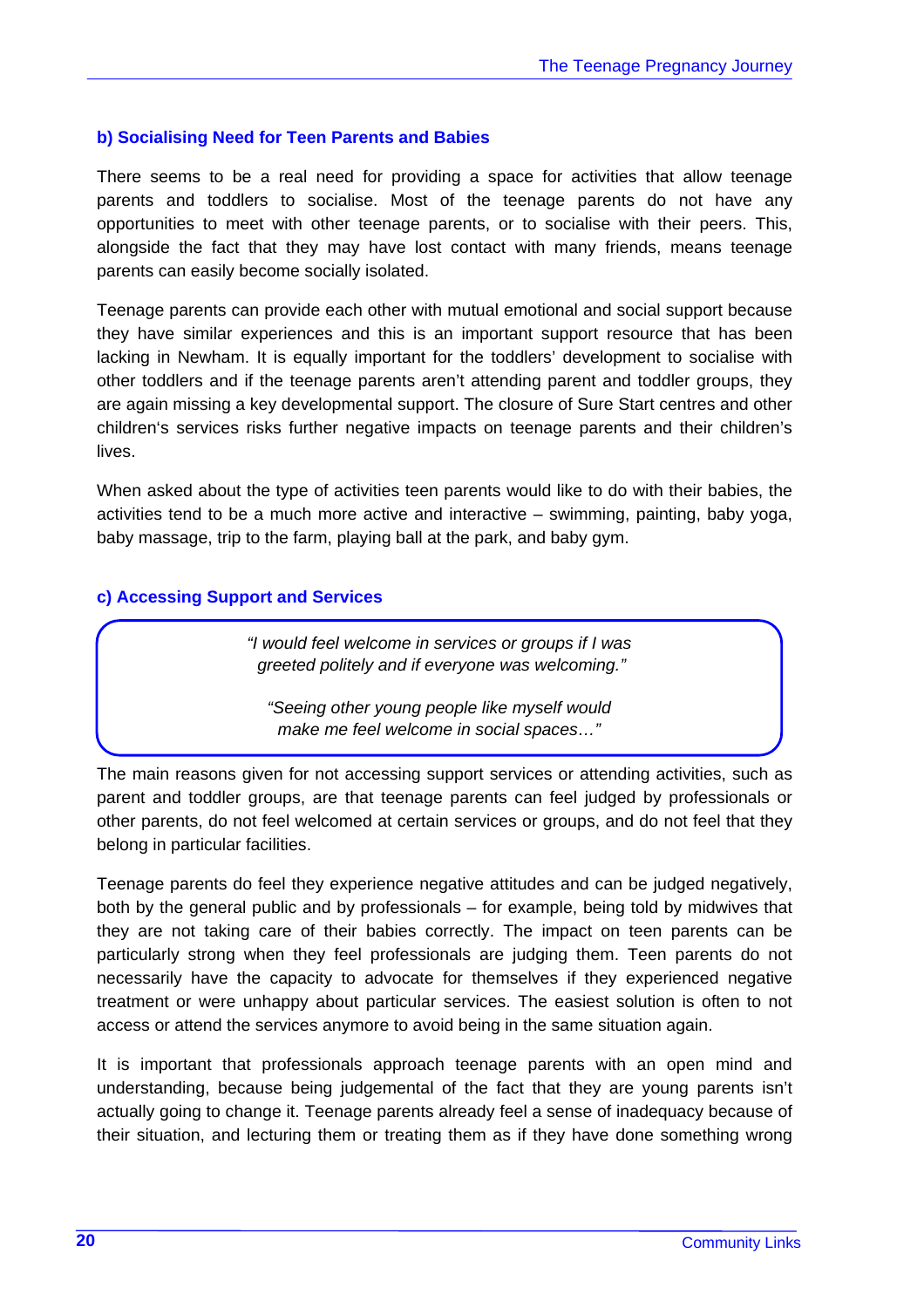### b) Socialising Need for Teen Parents and Babies

There seems to be a real need for providing a space for activities that allow teenage parents and toddlers to socialise. Most of the teenage parents do not have any opportunities to meet with other teenage parents, or to socialise with their peers. This, alongside the fact that they may have lost contact with many friends, means teenage parents can easily become socially isolated.

Teenage parents can provide each other with mutual emotional and social support because they have similar experiences and this is an important support resource that has been lacking in Newham. It is equally important for the toddlers' development to socialise with other toddlers and if the teenage parents aren't attending parent and toddler groups, they are again missing a key developmental support. The closure of Sure Start centres and other children's services risks further negative impacts on teenage parents and their children's lives.

When asked about the type of activities teen parents would like to do with their babies, the activities tend to be a much more active and interactive – swimming, painting, baby yoga, baby massage, trip to the farm, playing ball at the park, and baby gym.

### c) Accessing Support and Services

> *"I would feel welcome in services or groups if I was greeted politely and if everyone was welcoming."*
>
> *"Seeing other young people like myself would make me feel welcome in social spaces…"*

The main reasons given for not accessing support services or attending activities, such as parent and toddler groups, are that teenage parents can feel judged by professionals or other parents, do not feel welcomed at certain services or groups, and do not feel that they belong in particular facilities.

Teenage parents do feel they experience negative attitudes and can be judged negatively, both by the general public and by professionals – for example, being told by midwives that they are not taking care of their babies correctly. The impact on teen parents can be particularly strong when they feel professionals are judging them. Teen parents do not necessarily have the capacity to advocate for themselves if they experienced negative treatment or were unhappy about particular services. The easiest solution is often to not access or attend the services anymore to avoid being in the same situation again.

It is important that professionals approach teenage parents with an open mind and understanding, because being judgemental of the fact that they are young parents isn't actually going to change it. Teenage parents already feel a sense of inadequacy because of their situation, and lecturing them or treating them as if they have done something wrong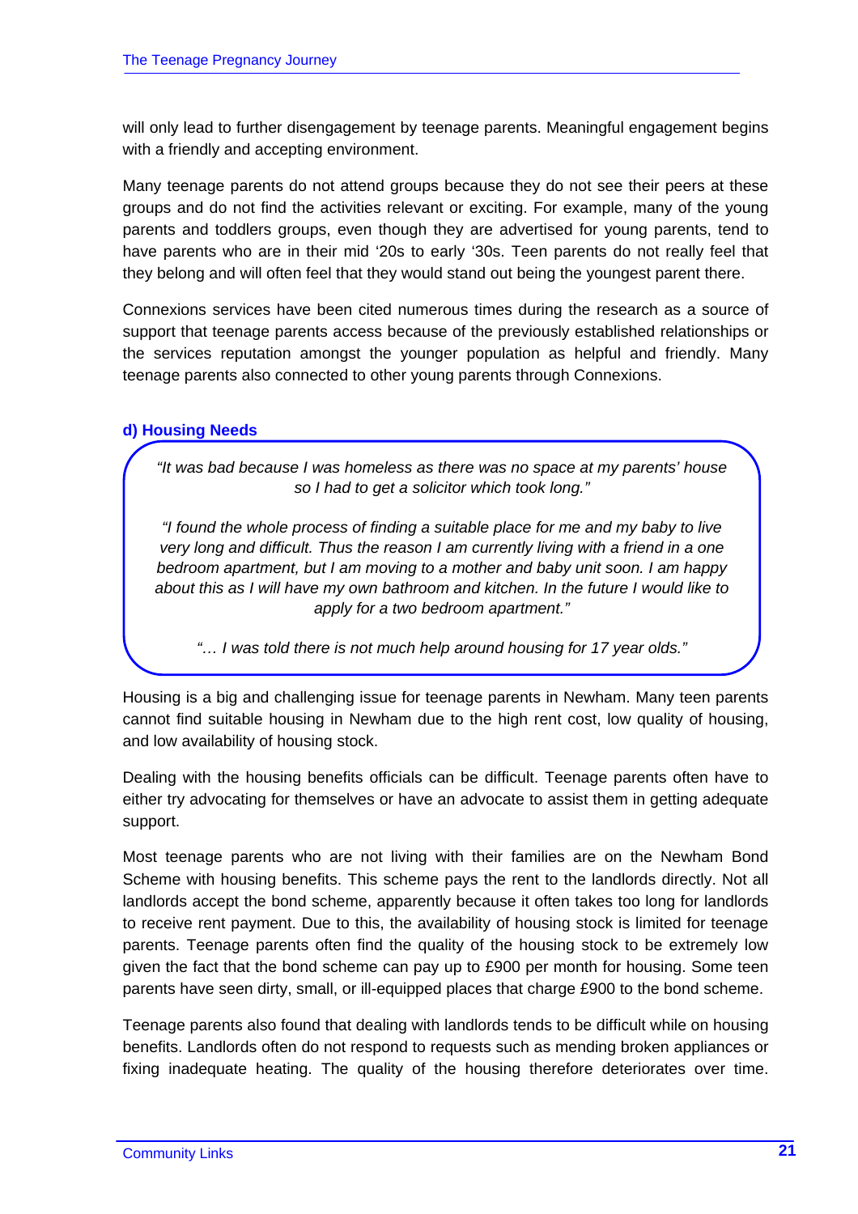will only lead to further disengagement by teenage parents. Meaningful engagement begins with a friendly and accepting environment.

Many teenage parents do not attend groups because they do not see their peers at these groups and do not find the activities relevant or exciting. For example, many of the young parents and toddlers groups, even though they are advertised for young parents, tend to have parents who are in their mid '20s to early '30s. Teen parents do not really feel that they belong and will often feel that they would stand out being the youngest parent there.

Connexions services have been cited numerous times during the research as a source of support that teenage parents access because of the previously established relationships or the services reputation amongst the younger population as helpful and friendly. Many teenage parents also connected to other young parents through Connexions.

#### d) Housing Needs

> *"It was bad because I was homeless as there was no space at my parents' house so I had to get a solicitor which took long."*
>
> *"I found the whole process of finding a suitable place for me and my baby to live very long and difficult. Thus the reason I am currently living with a friend in a one bedroom apartment, but I am moving to a mother and baby unit soon. I am happy about this as I will have my own bathroom and kitchen. In the future I would like to apply for a two bedroom apartment."*
>
> *"… I was told there is not much help around housing for 17 year olds."*

Housing is a big and challenging issue for teenage parents in Newham. Many teen parents cannot find suitable housing in Newham due to the high rent cost, low quality of housing, and low availability of housing stock.

Dealing with the housing benefits officials can be difficult. Teenage parents often have to either try advocating for themselves or have an advocate to assist them in getting adequate support.

Most teenage parents who are not living with their families are on the Newham Bond Scheme with housing benefits. This scheme pays the rent to the landlords directly. Not all landlords accept the bond scheme, apparently because it often takes too long for landlords to receive rent payment. Due to this, the availability of housing stock is limited for teenage parents. Teenage parents often find the quality of the housing stock to be extremely low given the fact that the bond scheme can pay up to £900 per month for housing. Some teen parents have seen dirty, small, or ill-equipped places that charge £900 to the bond scheme.

Teenage parents also found that dealing with landlords tends to be difficult while on housing benefits. Landlords often do not respond to requests such as mending broken appliances or fixing inadequate heating. The quality of the housing therefore deteriorates over time.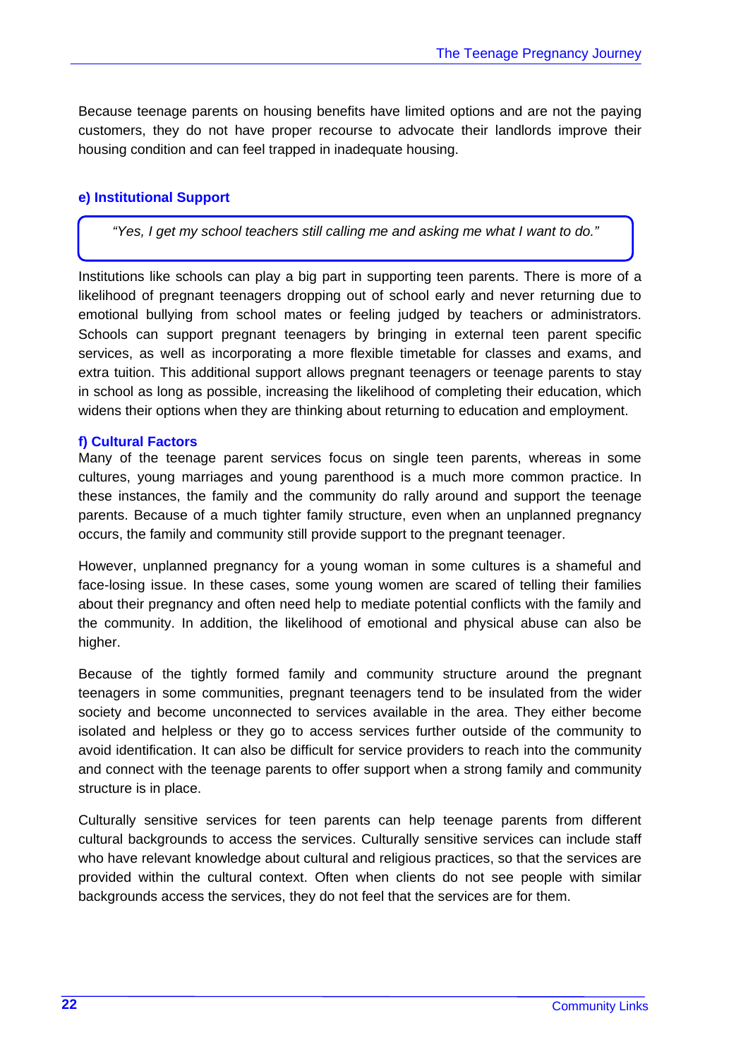Because teenage parents on housing benefits have limited options and are not the paying customers, they do not have proper recourse to advocate their landlords improve their housing condition and can feel trapped in inadequate housing.

### e) Institutional Support

> *"Yes, I get my school teachers still calling me and asking me what I want to do."*

Institutions like schools can play a big part in supporting teen parents. There is more of a likelihood of pregnant teenagers dropping out of school early and never returning due to emotional bullying from school mates or feeling judged by teachers or administrators. Schools can support pregnant teenagers by bringing in external teen parent specific services, as well as incorporating a more flexible timetable for classes and exams, and extra tuition. This additional support allows pregnant teenagers or teenage parents to stay in school as long as possible, increasing the likelihood of completing their education, which widens their options when they are thinking about returning to education and employment.

### f) Cultural Factors

Many of the teenage parent services focus on single teen parents, whereas in some cultures, young marriages and young parenthood is a much more common practice. In these instances, the family and the community do rally around and support the teenage parents. Because of a much tighter family structure, even when an unplanned pregnancy occurs, the family and community still provide support to the pregnant teenager.

However, unplanned pregnancy for a young woman in some cultures is a shameful and face-losing issue. In these cases, some young women are scared of telling their families about their pregnancy and often need help to mediate potential conflicts with the family and the community. In addition, the likelihood of emotional and physical abuse can also be higher.

Because of the tightly formed family and community structure around the pregnant teenagers in some communities, pregnant teenagers tend to be insulated from the wider society and become unconnected to services available in the area. They either become isolated and helpless or they go to access services further outside of the community to avoid identification. It can also be difficult for service providers to reach into the community and connect with the teenage parents to offer support when a strong family and community structure is in place.

Culturally sensitive services for teen parents can help teenage parents from different cultural backgrounds to access the services. Culturally sensitive services can include staff who have relevant knowledge about cultural and religious practices, so that the services are provided within the cultural context. Often when clients do not see people with similar backgrounds access the services, they do not feel that the services are for them.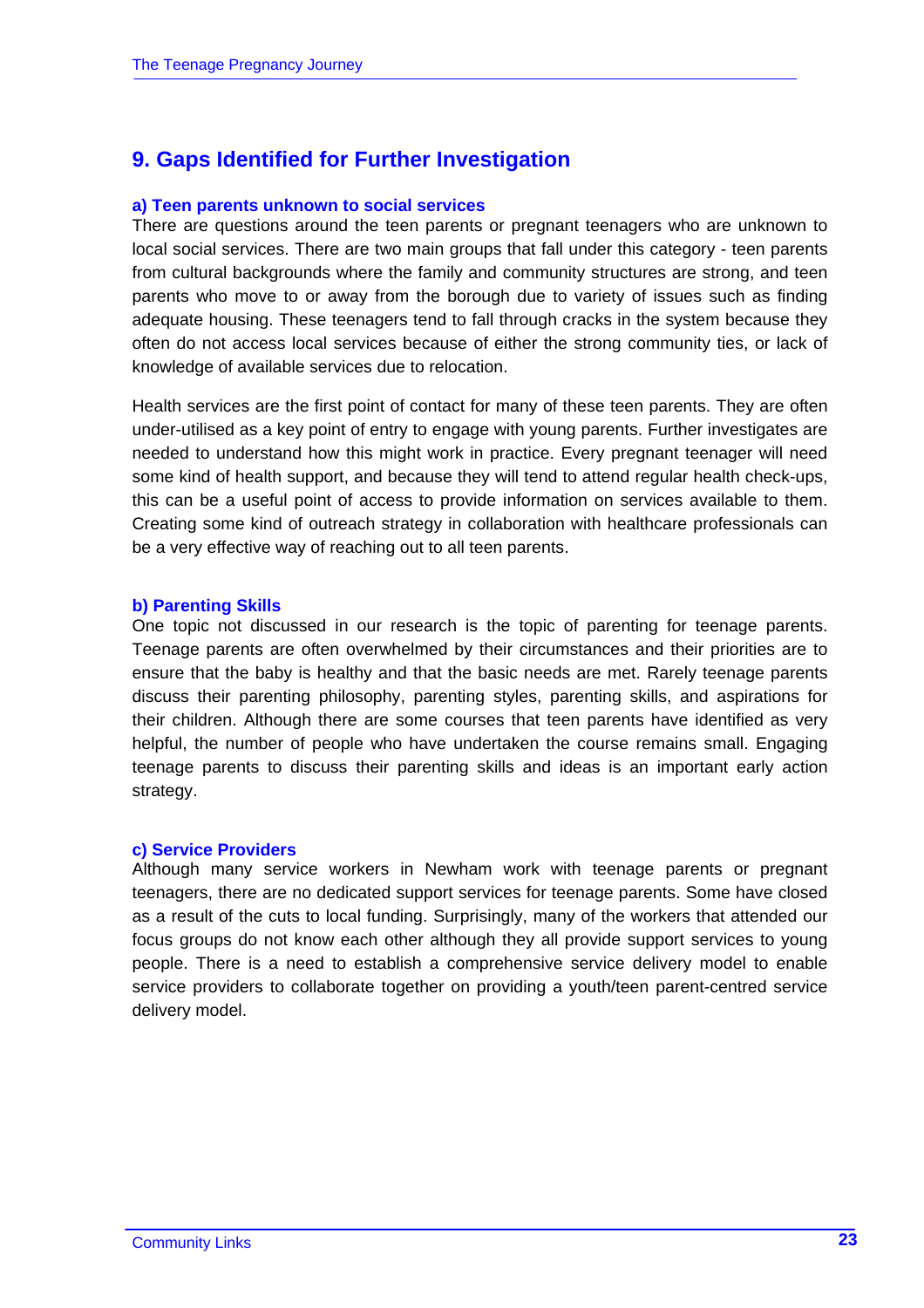## 9. Gaps Identified for Further Investigation

### a) Teen parents unknown to social services

There are questions around the teen parents or pregnant teenagers who are unknown to local social services. There are two main groups that fall under this category - teen parents from cultural backgrounds where the family and community structures are strong, and teen parents who move to or away from the borough due to variety of issues such as finding adequate housing. These teenagers tend to fall through cracks in the system because they often do not access local services because of either the strong community ties, or lack of knowledge of available services due to relocation.

Health services are the first point of contact for many of these teen parents. They are often under-utilised as a key point of entry to engage with young parents. Further investigates are needed to understand how this might work in practice. Every pregnant teenager will need some kind of health support, and because they will tend to attend regular health check-ups, this can be a useful point of access to provide information on services available to them. Creating some kind of outreach strategy in collaboration with healthcare professionals can be a very effective way of reaching out to all teen parents.

### b) Parenting Skills

One topic not discussed in our research is the topic of parenting for teenage parents. Teenage parents are often overwhelmed by their circumstances and their priorities are to ensure that the baby is healthy and that the basic needs are met. Rarely teenage parents discuss their parenting philosophy, parenting styles, parenting skills, and aspirations for their children. Although there are some courses that teen parents have identified as very helpful, the number of people who have undertaken the course remains small. Engaging teenage parents to discuss their parenting skills and ideas is an important early action strategy.

### c) Service Providers

Although many service workers in Newham work with teenage parents or pregnant teenagers, there are no dedicated support services for teenage parents. Some have closed as a result of the cuts to local funding. Surprisingly, many of the workers that attended our focus groups do not know each other although they all provide support services to young people. There is a need to establish a comprehensive service delivery model to enable service providers to collaborate together on providing a youth/teen parent-centred service delivery model.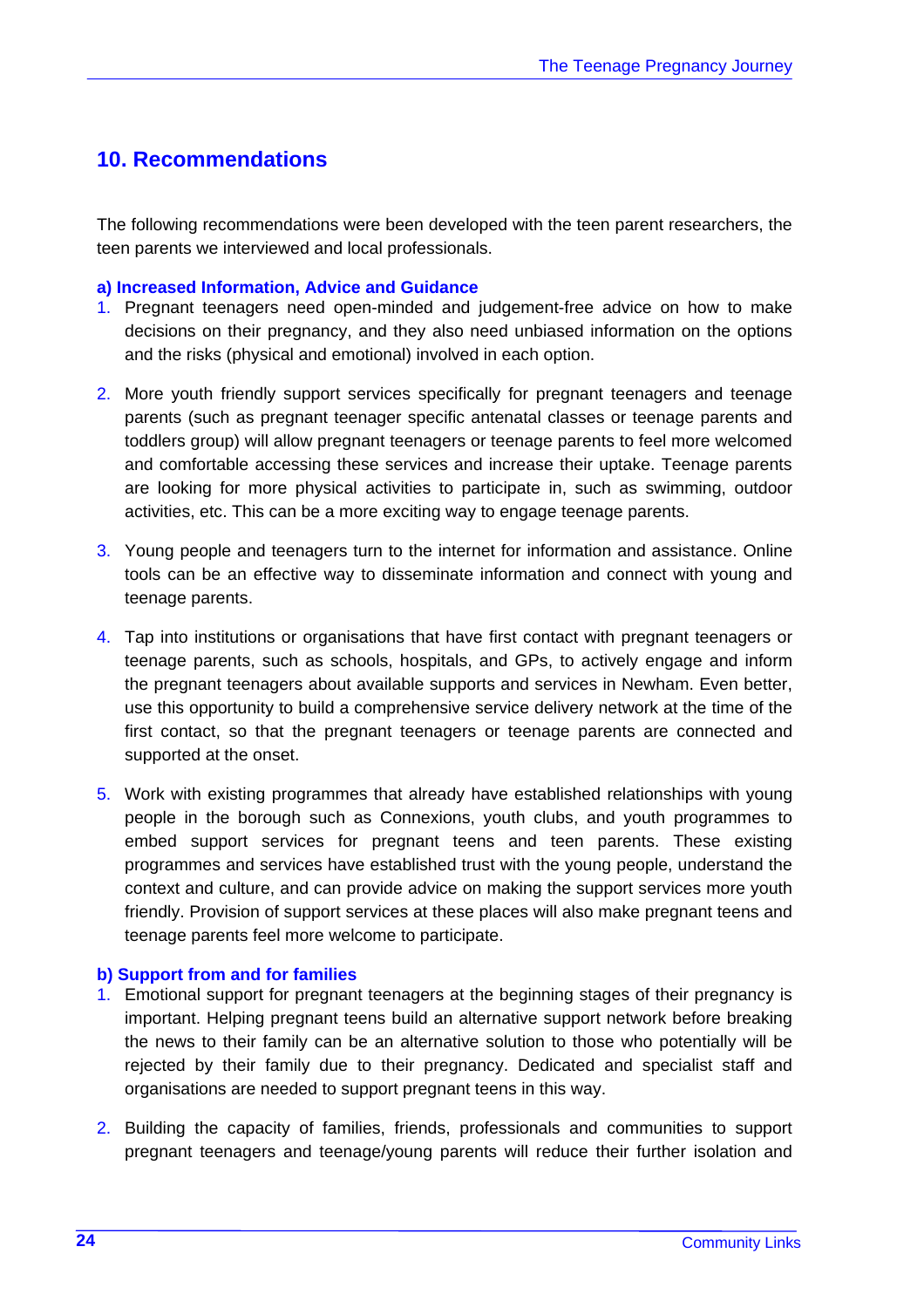## 10. Recommendations

The following recommendations were been developed with the teen parent researchers, the teen parents we interviewed and local professionals.

**a) Increased Information, Advice and Guidance**

1. Pregnant teenagers need open-minded and judgement-free advice on how to make decisions on their pregnancy, and they also need unbiased information on the options and the risks (physical and emotional) involved in each option.

2. More youth friendly support services specifically for pregnant teenagers and teenage parents (such as pregnant teenager specific antenatal classes or teenage parents and toddlers group) will allow pregnant teenagers or teenage parents to feel more welcomed and comfortable accessing these services and increase their uptake. Teenage parents are looking for more physical activities to participate in, such as swimming, outdoor activities, etc. This can be a more exciting way to engage teenage parents.

3. Young people and teenagers turn to the internet for information and assistance. Online tools can be an effective way to disseminate information and connect with young and teenage parents.

4. Tap into institutions or organisations that have first contact with pregnant teenagers or teenage parents, such as schools, hospitals, and GPs, to actively engage and inform the pregnant teenagers about available supports and services in Newham. Even better, use this opportunity to build a comprehensive service delivery network at the time of the first contact, so that the pregnant teenagers or teenage parents are connected and supported at the onset.

5. Work with existing programmes that already have established relationships with young people in the borough such as Connexions, youth clubs, and youth programmes to embed support services for pregnant teens and teen parents. These existing programmes and services have established trust with the young people, understand the context and culture, and can provide advice on making the support services more youth friendly. Provision of support services at these places will also make pregnant teens and teenage parents feel more welcome to participate.

**b) Support from and for families**

1. Emotional support for pregnant teenagers at the beginning stages of their pregnancy is important. Helping pregnant teens build an alternative support network before breaking the news to their family can be an alternative solution to those who potentially will be rejected by their family due to their pregnancy. Dedicated and specialist staff and organisations are needed to support pregnant teens in this way.

2. Building the capacity of families, friends, professionals and communities to support pregnant teenagers and teenage/young parents will reduce their further isolation and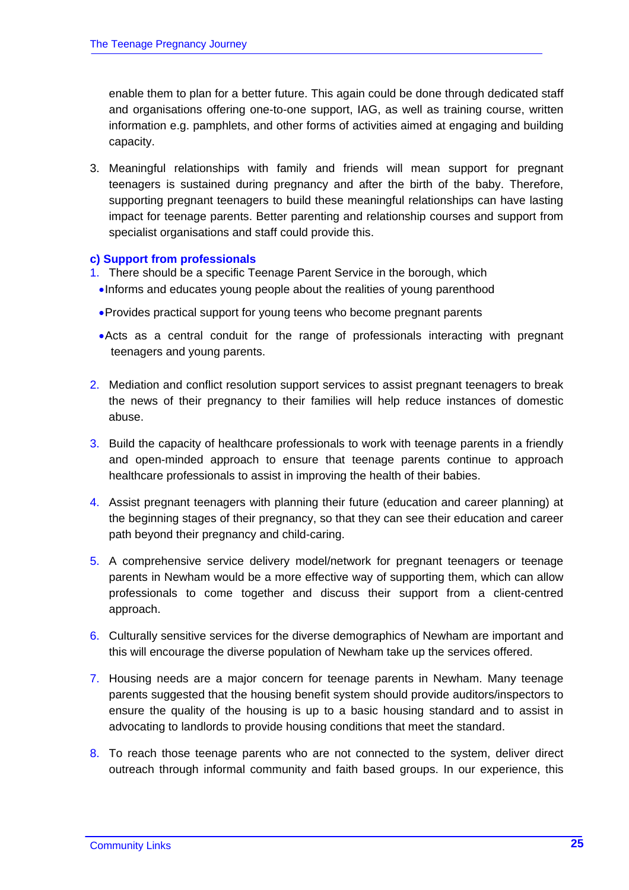enable them to plan for a better future. This again could be done through dedicated staff and organisations offering one-to-one support, IAG, as well as training course, written information e.g. pamphlets, and other forms of activities aimed at engaging and building capacity.

3. Meaningful relationships with family and friends will mean support for pregnant teenagers is sustained during pregnancy and after the birth of the baby. Therefore, supporting pregnant teenagers to build these meaningful relationships can have lasting impact for teenage parents. Better parenting and relationship courses and support from specialist organisations and staff could provide this.

**c) Support from professionals**

1. There should be a specific Teenage Parent Service in the borough, which
   - Informs and educates young people about the realities of young parenthood
   - Provides practical support for young teens who become pregnant parents
   - Acts as a central conduit for the range of professionals interacting with pregnant teenagers and young parents.

2. Mediation and conflict resolution support services to assist pregnant teenagers to break the news of their pregnancy to their families will help reduce instances of domestic abuse.

3. Build the capacity of healthcare professionals to work with teenage parents in a friendly and open-minded approach to ensure that teenage parents continue to approach healthcare professionals to assist in improving the health of their babies.

4. Assist pregnant teenagers with planning their future (education and career planning) at the beginning stages of their pregnancy, so that they can see their education and career path beyond their pregnancy and child-caring.

5. A comprehensive service delivery model/network for pregnant teenagers or teenage parents in Newham would be a more effective way of supporting them, which can allow professionals to come together and discuss their support from a client-centred approach.

6. Culturally sensitive services for the diverse demographics of Newham are important and this will encourage the diverse population of Newham take up the services offered.

7. Housing needs are a major concern for teenage parents in Newham. Many teenage parents suggested that the housing benefit system should provide auditors/inspectors to ensure the quality of the housing is up to a basic housing standard and to assist in advocating to landlords to provide housing conditions that meet the standard.

8. To reach those teenage parents who are not connected to the system, deliver direct outreach through informal community and faith based groups. In our experience, this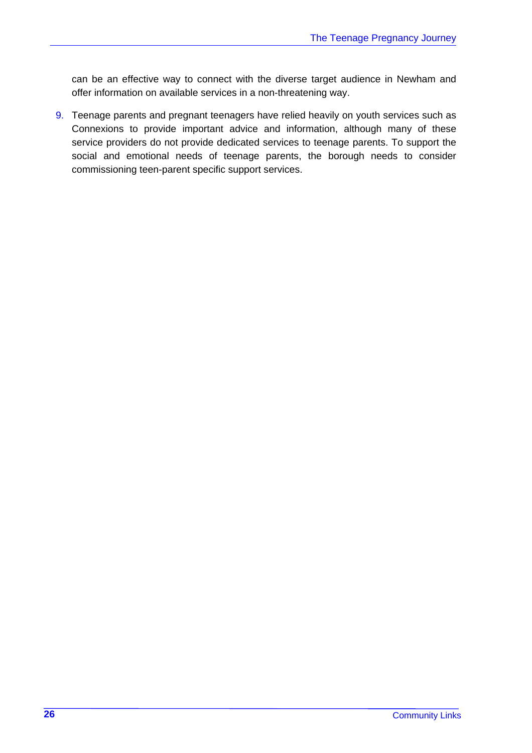can be an effective way to connect with the diverse target audience in Newham and offer information on available services in a non-threatening way.

9. Teenage parents and pregnant teenagers have relied heavily on youth services such as Connexions to provide important advice and information, although many of these service providers do not provide dedicated services to teenage parents. To support the social and emotional needs of teenage parents, the borough needs to consider commissioning teen-parent specific support services.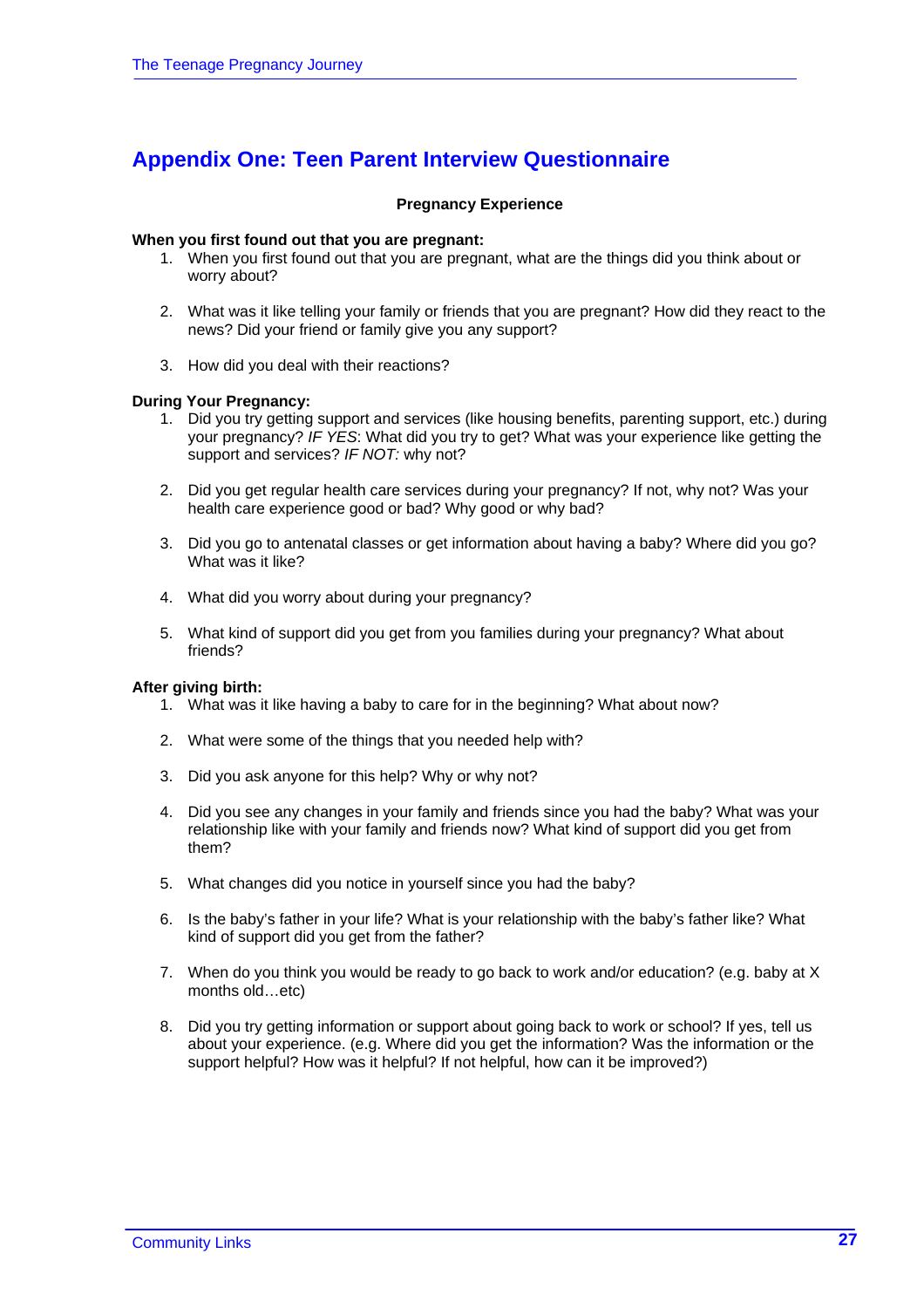## Appendix One: Teen Parent Interview Questionnaire

**Pregnancy Experience**

**When you first found out that you are pregnant:**

1. When you first found out that you are pregnant, what are the things did you think about or worry about?

2. What was it like telling your family or friends that you are pregnant? How did they react to the news? Did your friend or family give you any support?

3. How did you deal with their reactions?

**During Your Pregnancy:**

1. Did you try getting support and services (like housing benefits, parenting support, etc.) during your pregnancy? *IF YES*: What did you try to get? What was your experience like getting the support and services? *IF NOT:* why not?

2. Did you get regular health care services during your pregnancy? If not, why not? Was your health care experience good or bad? Why good or why bad?

3. Did you go to antenatal classes or get information about having a baby? Where did you go? What was it like?

4. What did you worry about during your pregnancy?

5. What kind of support did you get from you families during your pregnancy? What about friends?

**After giving birth:**

1. What was it like having a baby to care for in the beginning? What about now?

2. What were some of the things that you needed help with?

3. Did you ask anyone for this help? Why or why not?

4. Did you see any changes in your family and friends since you had the baby? What was your relationship like with your family and friends now? What kind of support did you get from them?

5. What changes did you notice in yourself since you had the baby?

6. Is the baby's father in your life? What is your relationship with the baby's father like? What kind of support did you get from the father?

7. When do you think you would be ready to go back to work and/or education? (e.g. baby at X months old…etc)

8. Did you try getting information or support about going back to work or school? If yes, tell us about your experience. (e.g. Where did you get the information? Was the information or the support helpful? How was it helpful? If not helpful, how can it be improved?)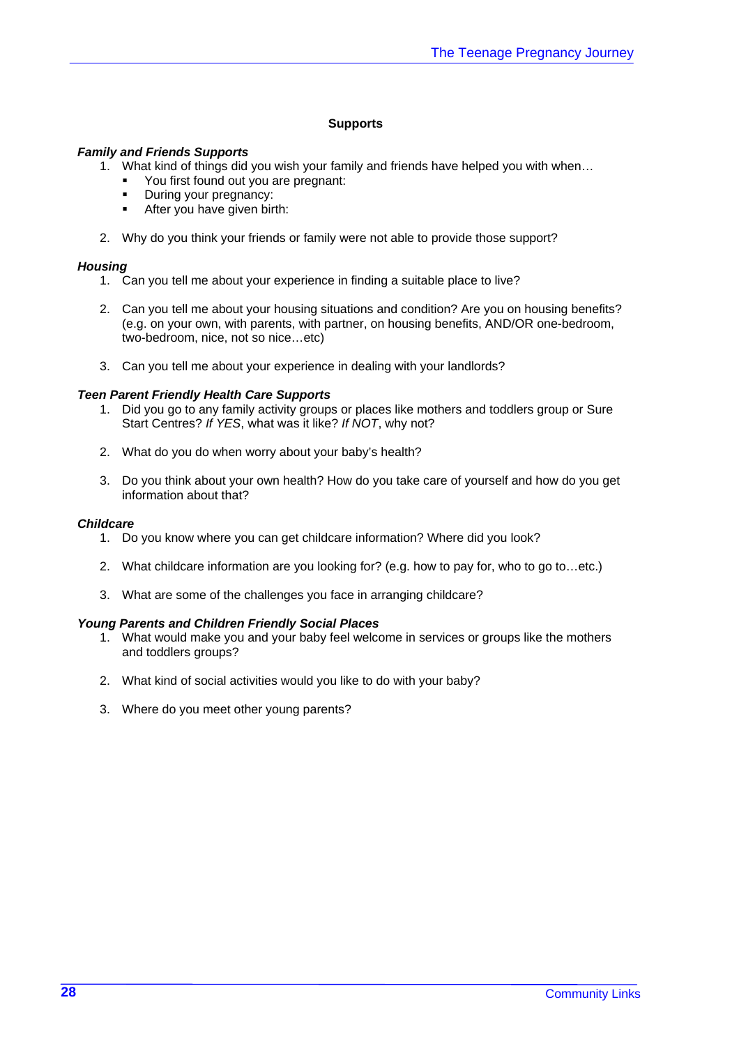## Supports

### *Family and Friends Supports*

1. What kind of things did you wish your family and friends have helped you with when…
   - You first found out you are pregnant:
   - During your pregnancy:
   - After you have given birth:

2. Why do you think your friends or family were not able to provide those support?

### *Housing*

1. Can you tell me about your experience in finding a suitable place to live?

2. Can you tell me about your housing situations and condition? Are you on housing benefits? (e.g. on your own, with parents, with partner, on housing benefits, AND/OR one-bedroom, two-bedroom, nice, not so nice…etc)

3. Can you tell me about your experience in dealing with your landlords?

### *Teen Parent Friendly Health Care Supports*

1. Did you go to any family activity groups or places like mothers and toddlers group or Sure Start Centres? *If YES*, what was it like? *If NOT*, why not?

2. What do you do when worry about your baby's health?

3. Do you think about your own health? How do you take care of yourself and how do you get information about that?

### *Childcare*

1. Do you know where you can get childcare information? Where did you look?

2. What childcare information are you looking for? (e.g. how to pay for, who to go to…etc.)

3. What are some of the challenges you face in arranging childcare?

### *Young Parents and Children Friendly Social Places*

1. What would make you and your baby feel welcome in services or groups like the mothers and toddlers groups?

2. What kind of social activities would you like to do with your baby?

3. Where do you meet other young parents?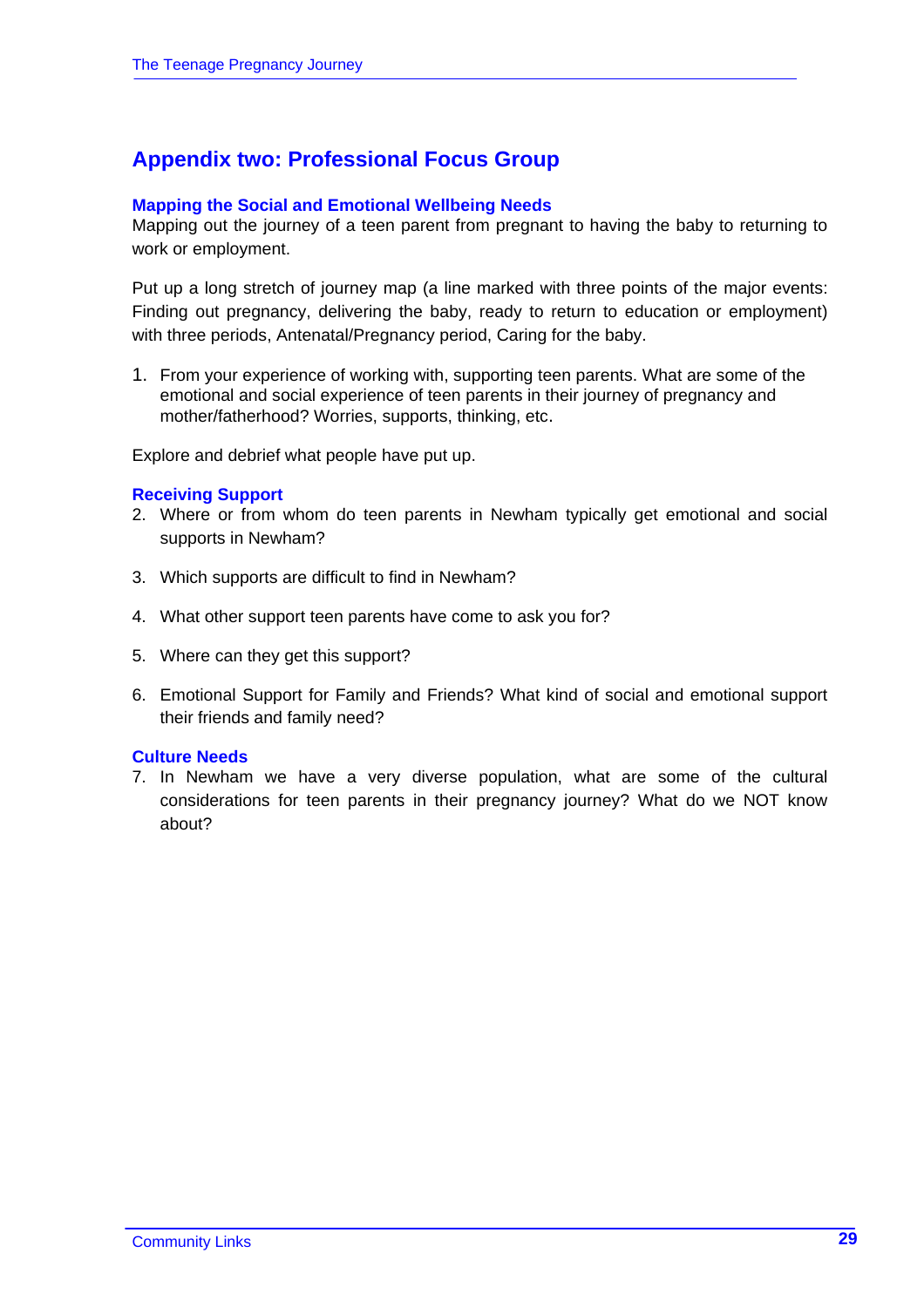## Appendix two: Professional Focus Group

### Mapping the Social and Emotional Wellbeing Needs

Mapping out the journey of a teen parent from pregnant to having the baby to returning to work or employment.

Put up a long stretch of journey map (a line marked with three points of the major events: Finding out pregnancy, delivering the baby, ready to return to education or employment) with three periods, Antenatal/Pregnancy period, Caring for the baby.

1. From your experience of working with, supporting teen parents. What are some of the emotional and social experience of teen parents in their journey of pregnancy and mother/fatherhood? Worries, supports, thinking, etc.

Explore and debrief what people have put up.

### Receiving Support

2. Where or from whom do teen parents in Newham typically get emotional and social supports in Newham?

3. Which supports are difficult to find in Newham?

4. What other support teen parents have come to ask you for?

5. Where can they get this support?

6. Emotional Support for Family and Friends? What kind of social and emotional support their friends and family need?

### Culture Needs

7. In Newham we have a very diverse population, what are some of the cultural considerations for teen parents in their pregnancy journey? What do we NOT know about?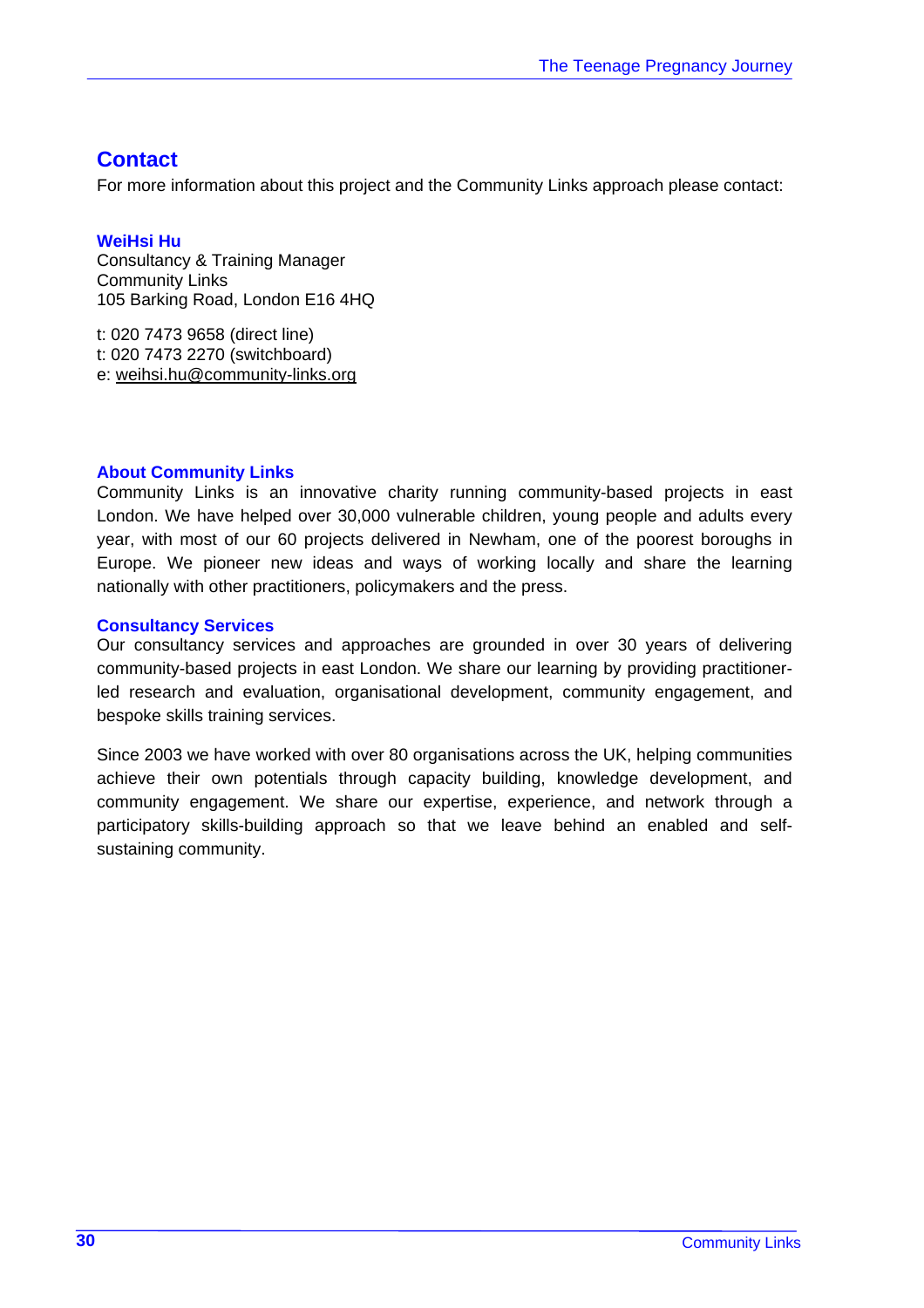## Contact

For more information about this project and the Community Links approach please contact:

**WeiHsi Hu**
Consultancy & Training Manager
Community Links
105 Barking Road, London E16 4HQ

t: 020 7473 9658 (direct line)
t: 020 7473 2270 (switchboard)
e: weihsi.hu@community-links.org

### About Community Links

Community Links is an innovative charity running community-based projects in east London. We have helped over 30,000 vulnerable children, young people and adults every year, with most of our 60 projects delivered in Newham, one of the poorest boroughs in Europe. We pioneer new ideas and ways of working locally and share the learning nationally with other practitioners, policymakers and the press.

### Consultancy Services

Our consultancy services and approaches are grounded in over 30 years of delivering community-based projects in east London. We share our learning by providing practitioner-led research and evaluation, organisational development, community engagement, and bespoke skills training services.

Since 2003 we have worked with over 80 organisations across the UK, helping communities achieve their own potentials through capacity building, knowledge development, and community engagement. We share our expertise, experience, and network through a participatory skills-building approach so that we leave behind an enabled and self-sustaining community.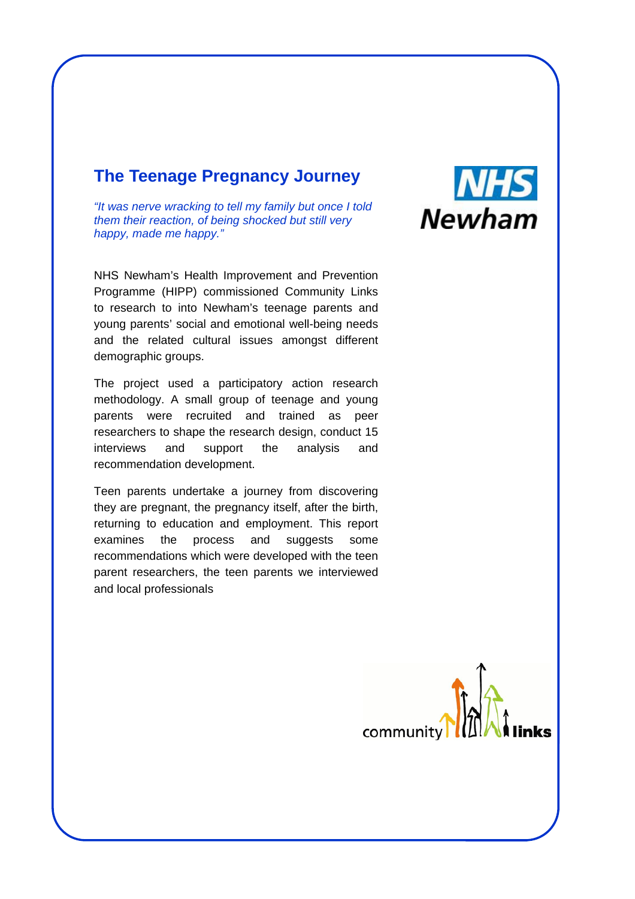## The Teenage Pregnancy Journey

*"It was nerve wracking to tell my family but once I told them their reaction, of being shocked but still very happy, made me happy."*

NHS Newham

NHS Newham's Health Improvement and Prevention Programme (HIPP) commissioned Community Links to research to into Newham's teenage parents and young parents' social and emotional well-being needs and the related cultural issues amongst different demographic groups.

The project used a participatory action research methodology. A small group of teenage and young parents were recruited and trained as peer researchers to shape the research design, conduct 15 interviews and support the analysis and recommendation development.

Teen parents undertake a journey from discovering they are pregnant, the pregnancy itself, after the birth, returning to education and employment. This report examines the process and suggests some recommendations which were developed with the teen parent researchers, the teen parents we interviewed and local professionals

community links